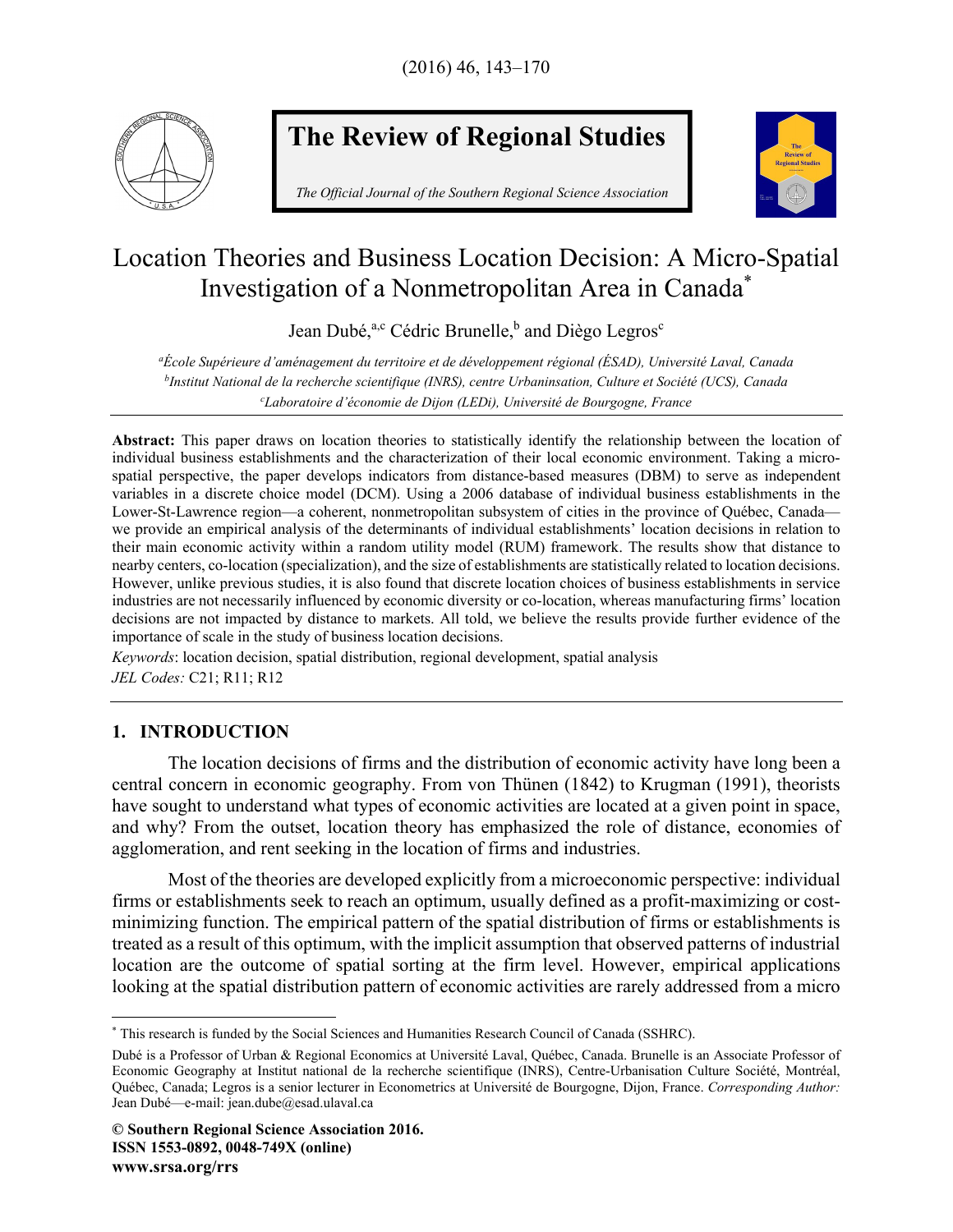# Location Theories and Business Location Decision: A Micro-Spatial Investigation of a Nonmetropolitan Area in Canada*

Jean Dubé,[a,c] Cédric Brunelle,[b] and Diègo Legros[c]

[a]*École Supérieure d'aménagement du territoire et de développement régional (ÉSAD), Université Laval, Canada*
[b]*Institut National de la recherche scientifique (INRS), centre Urbaninsation, Culture et Société (UCS), Canada*
[c]*Laboratoire d'économie de Dijon (LEDi), Université de Bourgogne, France*

**Abstract:** This paper draws on location theories to statistically identify the relationship between the location of individual business establishments and the characterization of their local economic environment. Taking a micro-spatial perspective, the paper develops indicators from distance-based measures (DBM) to serve as independent variables in a discrete choice model (DCM). Using a 2006 database of individual business establishments in the Lower-St-Lawrence region—a coherent, nonmetropolitan subsystem of cities in the province of Québec, Canada—we provide an empirical analysis of the determinants of individual establishments' location decisions in relation to their main economic activity within a random utility model (RUM) framework. The results show that distance to nearby centers, co-location (specialization), and the size of establishments are statistically related to location decisions. However, unlike previous studies, it is also found that discrete location choices of business establishments in service industries are not necessarily influenced by economic diversity or co-location, whereas manufacturing firms' location decisions are not impacted by distance to markets. All told, we believe the results provide further evidence of the importance of scale in the study of business location decisions.

*Keywords*: location decision, spatial distribution, regional development, spatial analysis
*JEL Codes:* C21; R11; R12

## 1. INTRODUCTION

The location decisions of firms and the distribution of economic activity have long been a central concern in economic geography. From von Thünen (1842) to Krugman (1991), theorists have sought to understand what types of economic activities are located at a given point in space, and why? From the outset, location theory has emphasized the role of distance, economies of agglomeration, and rent seeking in the location of firms and industries.

Most of the theories are developed explicitly from a microeconomic perspective: individual firms or establishments seek to reach an optimum, usually defined as a profit-maximizing or cost-minimizing function. The empirical pattern of the spatial distribution of firms or establishments is treated as a result of this optimum, with the implicit assumption that observed patterns of industrial location are the outcome of spatial sorting at the firm level. However, empirical applications looking at the spatial distribution pattern of economic activities are rarely addressed from a micro

---

* This research is funded by the Social Sciences and Humanities Research Council of Canada (SSHRC).

Dubé is a Professor of Urban & Regional Economics at Université Laval, Québec, Canada. Brunelle is an Associate Professor of Economic Geography at Institut national de la recherche scientifique (INRS), Centre-Urbanisation Culture Société, Montréal, Québec, Canada; Legros is a senior lecturer in Econometrics at Université de Bourgogne, Dijon, France. *Corresponding Author:* Jean Dubé—e-mail: jean.dube@esad.ulaval.ca

**© Southern Regional Science Association 2016.**
**ISSN 1553-0892, 0048-749X (online)**
**www.srsa.org/rrs**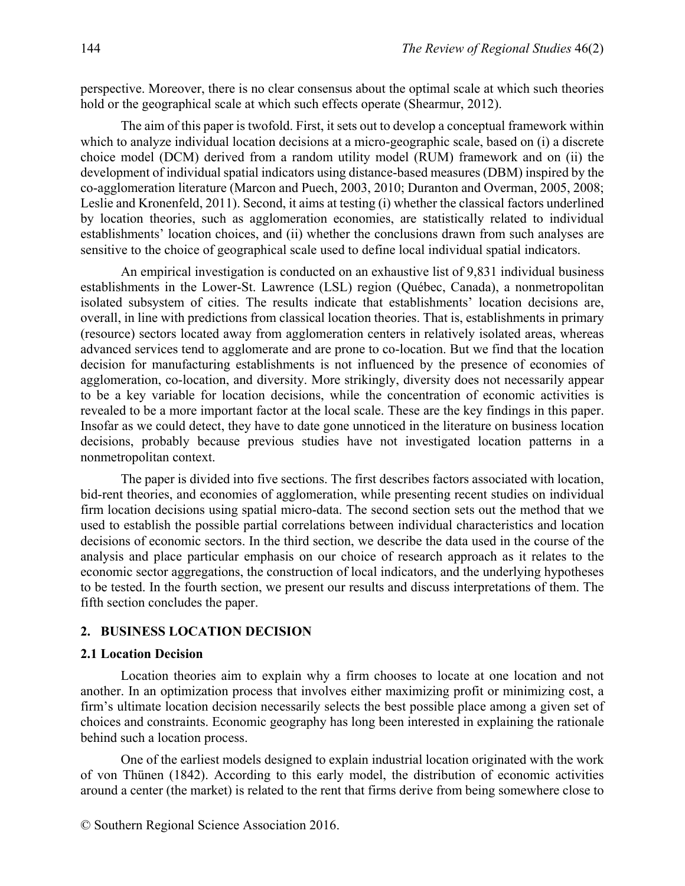perspective. Moreover, there is no clear consensus about the optimal scale at which such theories hold or the geographical scale at which such effects operate (Shearmur, 2012).

The aim of this paper is twofold. First, it sets out to develop a conceptual framework within which to analyze individual location decisions at a micro-geographic scale, based on (i) a discrete choice model (DCM) derived from a random utility model (RUM) framework and on (ii) the development of individual spatial indicators using distance-based measures (DBM) inspired by the co-agglomeration literature (Marcon and Puech, 2003, 2010; Duranton and Overman, 2005, 2008; Leslie and Kronenfeld, 2011). Second, it aims at testing (i) whether the classical factors underlined by location theories, such as agglomeration economies, are statistically related to individual establishments' location choices, and (ii) whether the conclusions drawn from such analyses are sensitive to the choice of geographical scale used to define local individual spatial indicators.

An empirical investigation is conducted on an exhaustive list of 9,831 individual business establishments in the Lower-St. Lawrence (LSL) region (Québec, Canada), a nonmetropolitan isolated subsystem of cities. The results indicate that establishments' location decisions are, overall, in line with predictions from classical location theories. That is, establishments in primary (resource) sectors located away from agglomeration centers in relatively isolated areas, whereas advanced services tend to agglomerate and are prone to co-location. But we find that the location decision for manufacturing establishments is not influenced by the presence of economies of agglomeration, co-location, and diversity. More strikingly, diversity does not necessarily appear to be a key variable for location decisions, while the concentration of economic activities is revealed to be a more important factor at the local scale. These are the key findings in this paper. Insofar as we could detect, they have to date gone unnoticed in the literature on business location decisions, probably because previous studies have not investigated location patterns in a nonmetropolitan context.

The paper is divided into five sections. The first describes factors associated with location, bid-rent theories, and economies of agglomeration, while presenting recent studies on individual firm location decisions using spatial micro-data. The second section sets out the method that we used to establish the possible partial correlations between individual characteristics and location decisions of economic sectors. In the third section, we describe the data used in the course of the analysis and place particular emphasis on our choice of research approach as it relates to the economic sector aggregations, the construction of local indicators, and the underlying hypotheses to be tested. In the fourth section, we present our results and discuss interpretations of them. The fifth section concludes the paper.

## 2. BUSINESS LOCATION DECISION

### 2.1 Location Decision

Location theories aim to explain why a firm chooses to locate at one location and not another. In an optimization process that involves either maximizing profit or minimizing cost, a firm's ultimate location decision necessarily selects the best possible place among a given set of choices and constraints. Economic geography has long been interested in explaining the rationale behind such a location process.

One of the earliest models designed to explain industrial location originated with the work of von Thünen (1842). According to this early model, the distribution of economic activities around a center (the market) is related to the rent that firms derive from being somewhere close to

© Southern Regional Science Association 2016.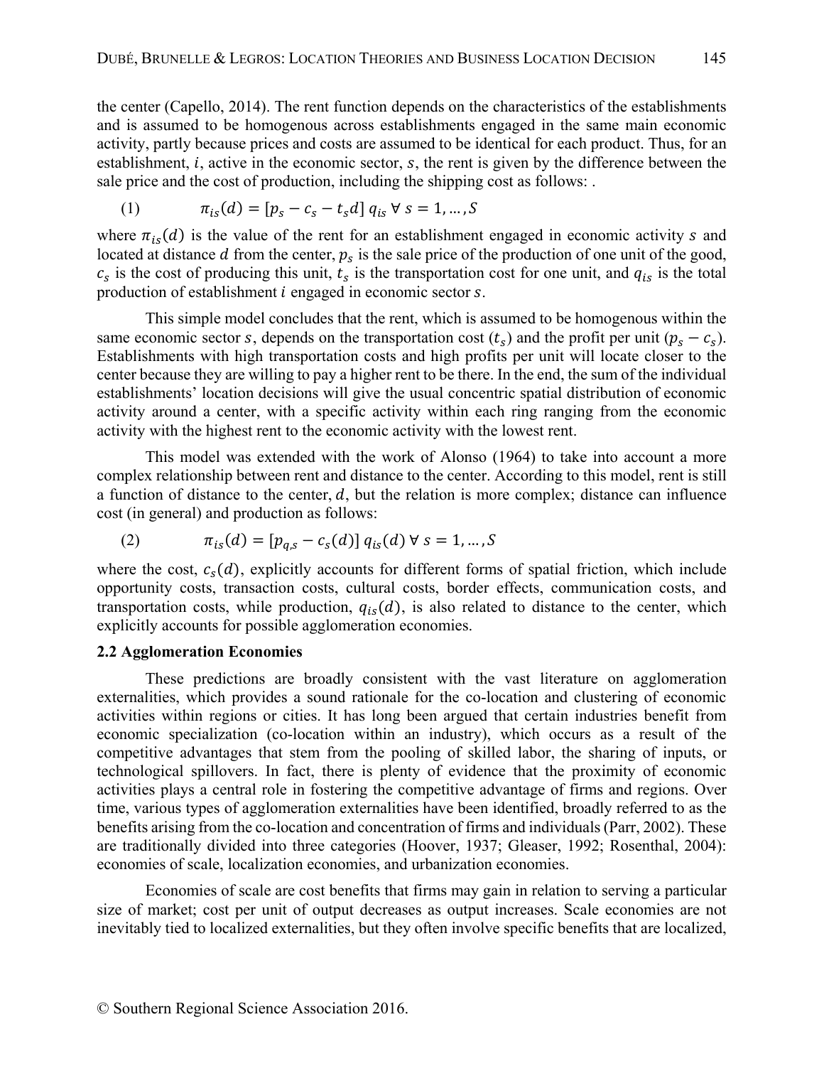the center (Capello, 2014). The rent function depends on the characteristics of the establishments and is assumed to be homogenous across establishments engaged in the same main economic activity, partly because prices and costs are assumed to be identical for each product. Thus, for an establishment, $i$, active in the economic sector, $s$, the rent is given by the difference between the sale price and the cost of production, including the shipping cost as follows: .

$$\pi_{is}(d) = [p_s - c_s - t_s d]\, q_{is} \;\forall\; s = 1, \dots, S \tag{1}$$

where $\pi_{is}(d)$ is the value of the rent for an establishment engaged in economic activity $s$ and located at distance $d$ from the center, $p_s$ is the sale price of the production of one unit of the good, $c_s$ is the cost of producing this unit, $t_s$ is the transportation cost for one unit, and $q_{is}$ is the total production of establishment $i$ engaged in economic sector $s$.

This simple model concludes that the rent, which is assumed to be homogenous within the same economic sector $s$, depends on the transportation cost ($t_s$) and the profit per unit ($p_s - c_s$). Establishments with high transportation costs and high profits per unit will locate closer to the center because they are willing to pay a higher rent to be there. In the end, the sum of the individual establishments' location decisions will give the usual concentric spatial distribution of economic activity around a center, with a specific activity within each ring ranging from the economic activity with the highest rent to the economic activity with the lowest rent.

This model was extended with the work of Alonso (1964) to take into account a more complex relationship between rent and distance to the center. According to this model, rent is still a function of distance to the center, $d$, but the relation is more complex; distance can influence cost (in general) and production as follows:

$$\pi_{is}(d) = [p_{q,s} - c_s(d)]\, q_{is}(d) \;\forall\; s = 1, \dots, S \tag{2}$$

where the cost, $c_s(d)$, explicitly accounts for different forms of spatial friction, which include opportunity costs, transaction costs, cultural costs, border effects, communication costs, and transportation costs, while production, $q_{is}(d)$, is also related to distance to the center, which explicitly accounts for possible agglomeration economies.

### 2.2 Agglomeration Economies

These predictions are broadly consistent with the vast literature on agglomeration externalities, which provides a sound rationale for the co-location and clustering of economic activities within regions or cities. It has long been argued that certain industries benefit from economic specialization (co-location within an industry), which occurs as a result of the competitive advantages that stem from the pooling of skilled labor, the sharing of inputs, or technological spillovers. In fact, there is plenty of evidence that the proximity of economic activities plays a central role in fostering the competitive advantage of firms and regions. Over time, various types of agglomeration externalities have been identified, broadly referred to as the benefits arising from the co-location and concentration of firms and individuals (Parr, 2002). These are traditionally divided into three categories (Hoover, 1937; Gleaser, 1992; Rosenthal, 2004): economies of scale, localization economies, and urbanization economies.

Economies of scale are cost benefits that firms may gain in relation to serving a particular size of market; cost per unit of output decreases as output increases. Scale economies are not inevitably tied to localized externalities, but they often involve specific benefits that are localized,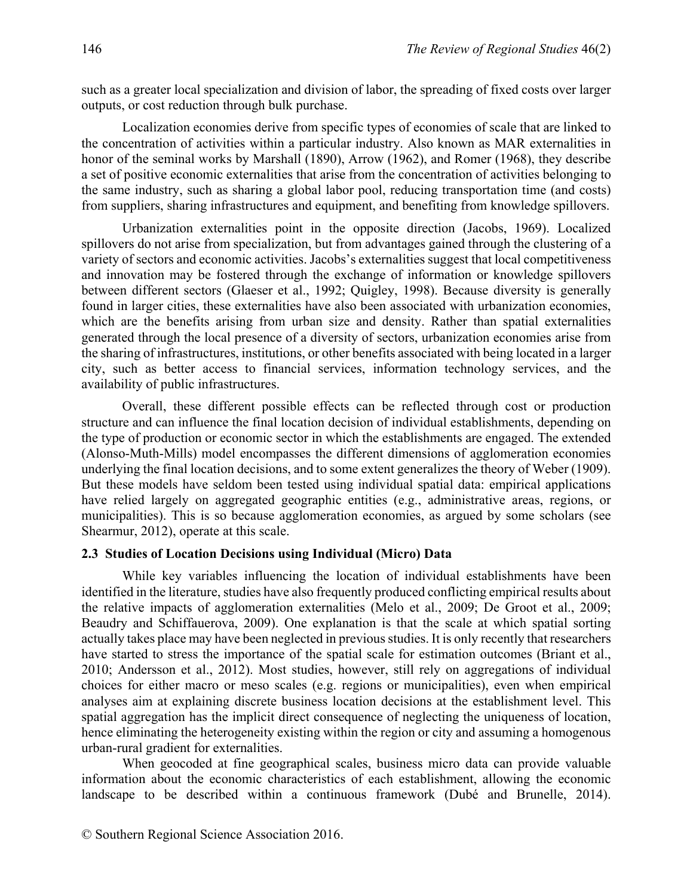such as a greater local specialization and division of labor, the spreading of fixed costs over larger outputs, or cost reduction through bulk purchase.

Localization economies derive from specific types of economies of scale that are linked to the concentration of activities within a particular industry. Also known as MAR externalities in honor of the seminal works by Marshall (1890), Arrow (1962), and Romer (1968), they describe a set of positive economic externalities that arise from the concentration of activities belonging to the same industry, such as sharing a global labor pool, reducing transportation time (and costs) from suppliers, sharing infrastructures and equipment, and benefiting from knowledge spillovers.

Urbanization externalities point in the opposite direction (Jacobs, 1969). Localized spillovers do not arise from specialization, but from advantages gained through the clustering of a variety of sectors and economic activities. Jacobs's externalities suggest that local competitiveness and innovation may be fostered through the exchange of information or knowledge spillovers between different sectors (Glaeser et al., 1992; Quigley, 1998). Because diversity is generally found in larger cities, these externalities have also been associated with urbanization economies, which are the benefits arising from urban size and density. Rather than spatial externalities generated through the local presence of a diversity of sectors, urbanization economies arise from the sharing of infrastructures, institutions, or other benefits associated with being located in a larger city, such as better access to financial services, information technology services, and the availability of public infrastructures.

Overall, these different possible effects can be reflected through cost or production structure and can influence the final location decision of individual establishments, depending on the type of production or economic sector in which the establishments are engaged. The extended (Alonso-Muth-Mills) model encompasses the different dimensions of agglomeration economies underlying the final location decisions, and to some extent generalizes the theory of Weber (1909). But these models have seldom been tested using individual spatial data: empirical applications have relied largely on aggregated geographic entities (e.g., administrative areas, regions, or municipalities). This is so because agglomeration economies, as argued by some scholars (see Shearmur, 2012), operate at this scale.

### 2.3 Studies of Location Decisions using Individual (Micro) Data

While key variables influencing the location of individual establishments have been identified in the literature, studies have also frequently produced conflicting empirical results about the relative impacts of agglomeration externalities (Melo et al., 2009; De Groot et al., 2009; Beaudry and Schiffauerova, 2009). One explanation is that the scale at which spatial sorting actually takes place may have been neglected in previous studies. It is only recently that researchers have started to stress the importance of the spatial scale for estimation outcomes (Briant et al., 2010; Andersson et al., 2012). Most studies, however, still rely on aggregations of individual choices for either macro or meso scales (e.g. regions or municipalities), even when empirical analyses aim at explaining discrete business location decisions at the establishment level. This spatial aggregation has the implicit direct consequence of neglecting the uniqueness of location, hence eliminating the heterogeneity existing within the region or city and assuming a homogenous urban-rural gradient for externalities.

When geocoded at fine geographical scales, business micro data can provide valuable information about the economic characteristics of each establishment, allowing the economic landscape to be described within a continuous framework (Dubé and Brunelle, 2014).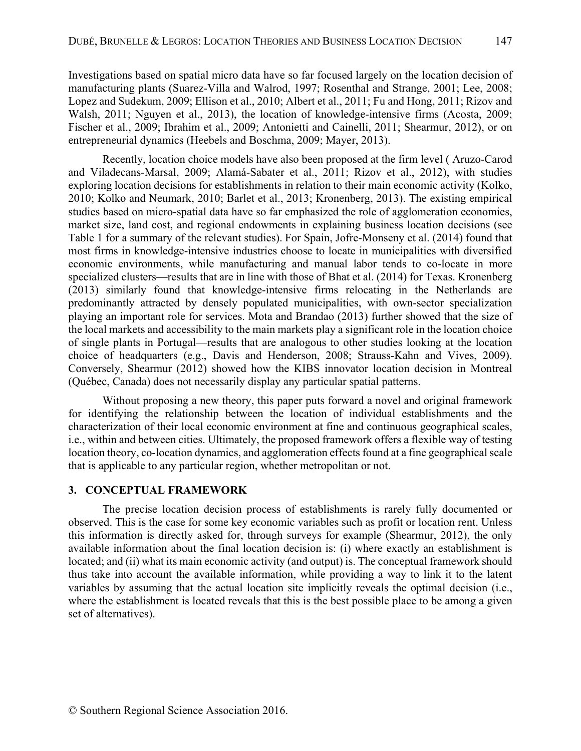Investigations based on spatial micro data have so far focused largely on the location decision of manufacturing plants (Suarez-Villa and Walrod, 1997; Rosenthal and Strange, 2001; Lee, 2008; Lopez and Sudekum, 2009; Ellison et al., 2010; Albert et al., 2011; Fu and Hong, 2011; Rizov and Walsh, 2011; Nguyen et al., 2013), the location of knowledge-intensive firms (Acosta, 2009; Fischer et al., 2009; Ibrahim et al., 2009; Antonietti and Cainelli, 2011; Shearmur, 2012), or on entrepreneurial dynamics (Heebels and Boschma, 2009; Mayer, 2013).

Recently, location choice models have also been proposed at the firm level ( Aruzo-Carod and Viladecans-Marsal, 2009; Alamá-Sabater et al., 2011; Rizov et al., 2012), with studies exploring location decisions for establishments in relation to their main economic activity (Kolko, 2010; Kolko and Neumark, 2010; Barlet et al., 2013; Kronenberg, 2013). The existing empirical studies based on micro-spatial data have so far emphasized the role of agglomeration economies, market size, land cost, and regional endowments in explaining business location decisions (see Table 1 for a summary of the relevant studies). For Spain, Jofre-Monseny et al. (2014) found that most firms in knowledge-intensive industries choose to locate in municipalities with diversified economic environments, while manufacturing and manual labor tends to co-locate in more specialized clusters—results that are in line with those of Bhat et al. (2014) for Texas. Kronenberg (2013) similarly found that knowledge-intensive firms relocating in the Netherlands are predominantly attracted by densely populated municipalities, with own-sector specialization playing an important role for services. Mota and Brandao (2013) further showed that the size of the local markets and accessibility to the main markets play a significant role in the location choice of single plants in Portugal—results that are analogous to other studies looking at the location choice of headquarters (e.g., Davis and Henderson, 2008; Strauss-Kahn and Vives, 2009). Conversely, Shearmur (2012) showed how the KIBS innovator location decision in Montreal (Québec, Canada) does not necessarily display any particular spatial patterns.

Without proposing a new theory, this paper puts forward a novel and original framework for identifying the relationship between the location of individual establishments and the characterization of their local economic environment at fine and continuous geographical scales, i.e., within and between cities. Ultimately, the proposed framework offers a flexible way of testing location theory, co-location dynamics, and agglomeration effects found at a fine geographical scale that is applicable to any particular region, whether metropolitan or not.

## 3. CONCEPTUAL FRAMEWORK

The precise location decision process of establishments is rarely fully documented or observed. This is the case for some key economic variables such as profit or location rent. Unless this information is directly asked for, through surveys for example (Shearmur, 2012), the only available information about the final location decision is: (i) where exactly an establishment is located; and (ii) what its main economic activity (and output) is. The conceptual framework should thus take into account the available information, while providing a way to link it to the latent variables by assuming that the actual location site implicitly reveals the optimal decision (i.e., where the establishment is located reveals that this is the best possible place to be among a given set of alternatives).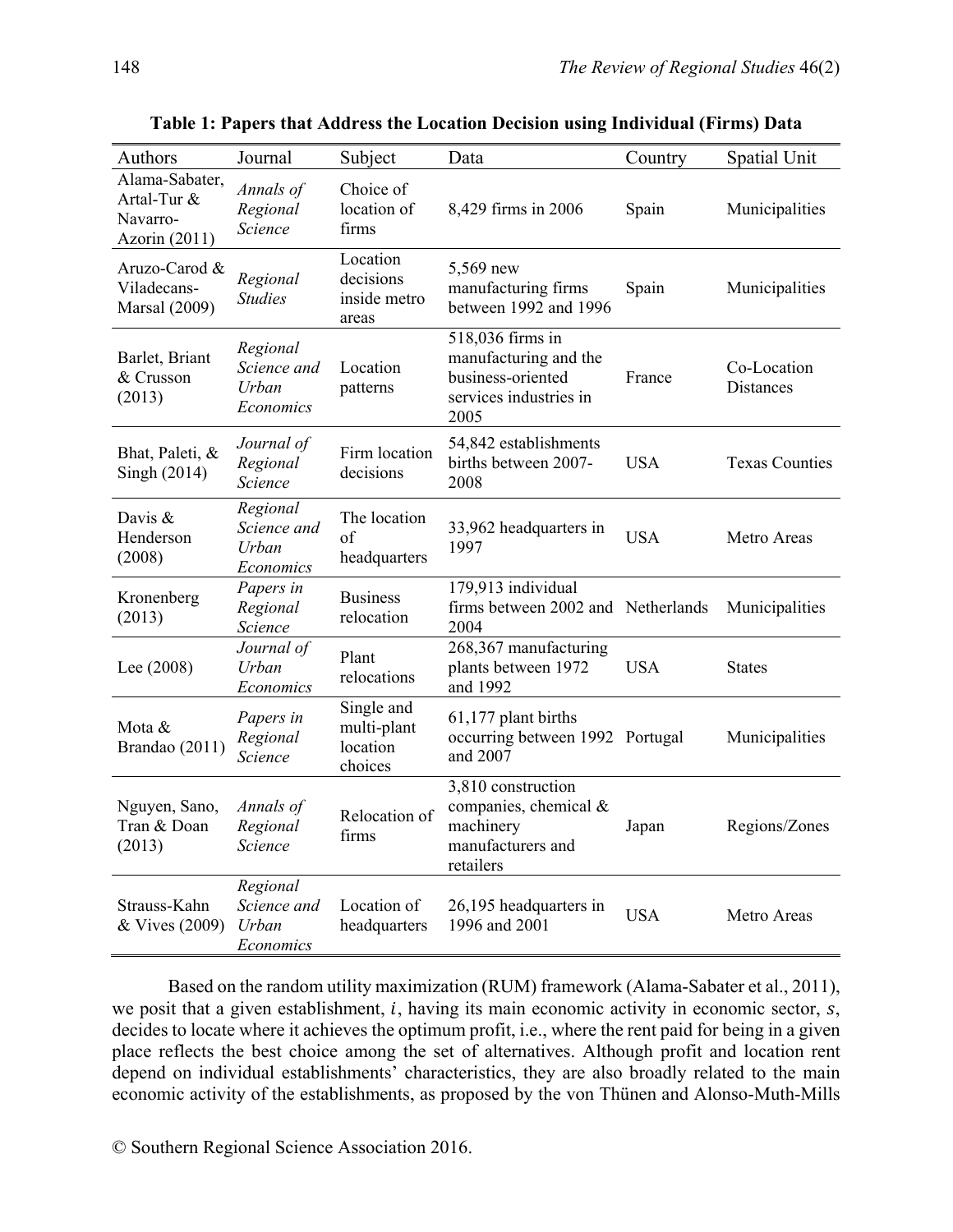**Table 1: Papers that Address the Location Decision using Individual (Firms) Data**

| Authors | Journal | Subject | Data | Country | Spatial Unit |
|---|---|---|---|---|---|
| Alama-Sabater, Artal-Tur & Navarro-Azorin (2011) | *Annals of Regional Science* | Choice of location of firms | 8,429 firms in 2006 | Spain | Municipalities |
| Aruzo-Carod & Viladecans-Marsal (2009) | *Regional Studies* | Location decisions inside metro areas | 5,569 new manufacturing firms between 1992 and 1996 | Spain | Municipalities |
| Barlet, Briant & Crusson (2013) | *Regional Science and Urban Economics* | Location patterns | 518,036 firms in manufacturing and the business-oriented services industries in 2005 | France | Co-Location Distances |
| Bhat, Paleti, & Singh (2014) | *Journal of Regional Science* | Firm location decisions | 54,842 establishments births between 2007-2008 | USA | Texas Counties |
| Davis & Henderson (2008) | *Regional Science and Urban Economics* | The location of headquarters | 33,962 headquarters in 1997 | USA | Metro Areas |
| Kronenberg (2013) | *Papers in Regional Science* | Business relocation | 179,913 individual firms between 2002 and 2004 | Netherlands | Municipalities |
| Lee (2008) | *Journal of Urban Economics* | Plant relocations | 268,367 manufacturing plants between 1972 and 1992 | USA | States |
| Mota & Brandao (2011) | *Papers in Regional Science* | Single and multi-plant location choices | 61,177 plant births occurring between 1992 and 2007 | Portugal | Municipalities |
| Nguyen, Sano, Tran & Doan (2013) | *Annals of Regional Science* | Relocation of firms | 3,810 construction companies, chemical & machinery manufacturers and retailers | Japan | Regions/Zones |
| Strauss-Kahn & Vives (2009) | *Regional Science and Urban Economics* | Location of headquarters | 26,195 headquarters in 1996 and 2001 | USA | Metro Areas |

Based on the random utility maximization (RUM) framework (Alama-Sabater et al., 2011), we posit that a given establishment, $i$, having its main economic activity in economic sector, $s$, decides to locate where it achieves the optimum profit, i.e., where the rent paid for being in a given place reflects the best choice among the set of alternatives. Although profit and location rent depend on individual establishments' characteristics, they are also broadly related to the main economic activity of the establishments, as proposed by the von Thünen and Alonso-Muth-Mills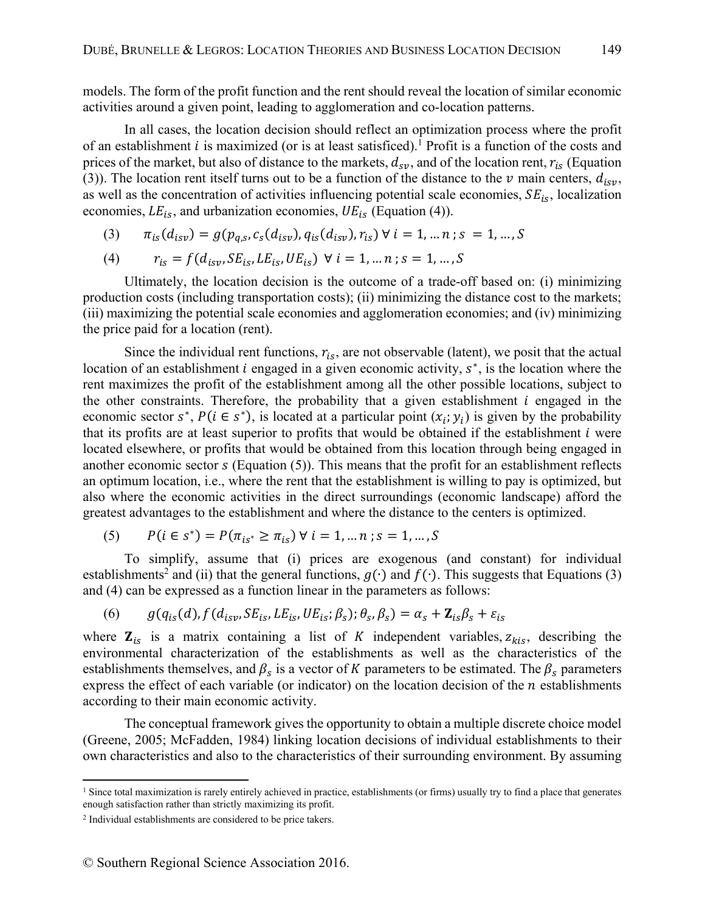models. The form of the profit function and the rent should reveal the location of similar economic activities around a given point, leading to agglomeration and co-location patterns.

In all cases, the location decision should reflect an optimization process where the profit of an establishment $i$ is maximized (or is at least satisficed).[1] Profit is a function of the costs and prices of the market, but also of distance to the markets, $d_{sv}$, and of the location rent, $r_{is}$ (Equation (3)). The location rent itself turns out to be a function of the distance to the $v$ main centers, $d_{isv}$, as well as the concentration of activities influencing potential scale economies, $SE_{is}$, localization economies, $LE_{is}$, and urbanization economies, $UE_{is}$ (Equation (4)).

$$(3) \qquad \pi_{is}(d_{isv}) = g(p_{q,s}, c_s(d_{isv}), q_{is}(d_{isv}), r_{is}) \; \forall \; i = 1, \ldots n \; ; s \; = 1, \ldots, S$$

$$(4) \qquad r_{is} = f(d_{isv}, SE_{is}, LE_{is}, UE_{is}) \; \forall \; i = 1, \ldots n \; ; s = 1, \ldots, S$$

Ultimately, the location decision is the outcome of a trade-off based on: (i) minimizing production costs (including transportation costs); (ii) minimizing the distance cost to the markets; (iii) maximizing the potential scale economies and agglomeration economies; and (iv) minimizing the price paid for a location (rent).

Since the individual rent functions, $r_{is}$, are not observable (latent), we posit that the actual location of an establishment $i$ engaged in a given economic activity, $s^*$, is the location where the rent maximizes the profit of the establishment among all the other possible locations, subject to the other constraints. Therefore, the probability that a given establishment $i$ engaged in the economic sector $s^*$, $P(i \in s^*)$, is located at a particular point $(x_i; y_i)$ is given by the probability that its profits are at least superior to profits that would be obtained if the establishment $i$ were located elsewhere, or profits that would be obtained from this location through being engaged in another economic sector $s$ (Equation (5)). This means that the profit for an establishment reflects an optimum location, i.e., where the rent that the establishment is willing to pay is optimized, but also where the economic activities in the direct surroundings (economic landscape) afford the greatest advantages to the establishment and where the distance to the centers is optimized.

$$(5) \qquad P(i \in s^*) = P(\pi_{is^*} \geq \pi_{is}) \; \forall \; i = 1, \ldots n \; ; s = 1, \ldots, S$$

To simplify, assume that (i) prices are exogenous (and constant) for individual establishments[2] and (ii) that the general functions, $g(\cdot)$ and $f(\cdot)$. This suggests that Equations (3) and (4) can be expressed as a function linear in the parameters as follows:

$$(6) \qquad g(q_{is}(d), f(d_{isv}, SE_{is}, LE_{is}, UE_{is}; \beta_s); \theta_s, \beta_s) = \alpha_s + \mathbf{Z}_{is}\beta_s + \varepsilon_{is}$$

where $\mathbf{Z}_{is}$ is a matrix containing a list of $K$ independent variables, $z_{kis}$, describing the environmental characterization of the establishments as well as the characteristics of the establishments themselves, and $\beta_s$ is a vector of $K$ parameters to be estimated. The $\beta_s$ parameters express the effect of each variable (or indicator) on the location decision of the $n$ establishments according to their main economic activity.

The conceptual framework gives the opportunity to obtain a multiple discrete choice model (Greene, 2005; McFadden, 1984) linking location decisions of individual establishments to their own characteristics and also to the characteristics of their surrounding environment. By assuming

---

[1] Since total maximization is rarely entirely achieved in practice, establishments (or firms) usually try to find a place that generates enough satisfaction rather than strictly maximizing its profit.

[2] Individual establishments are considered to be price takers.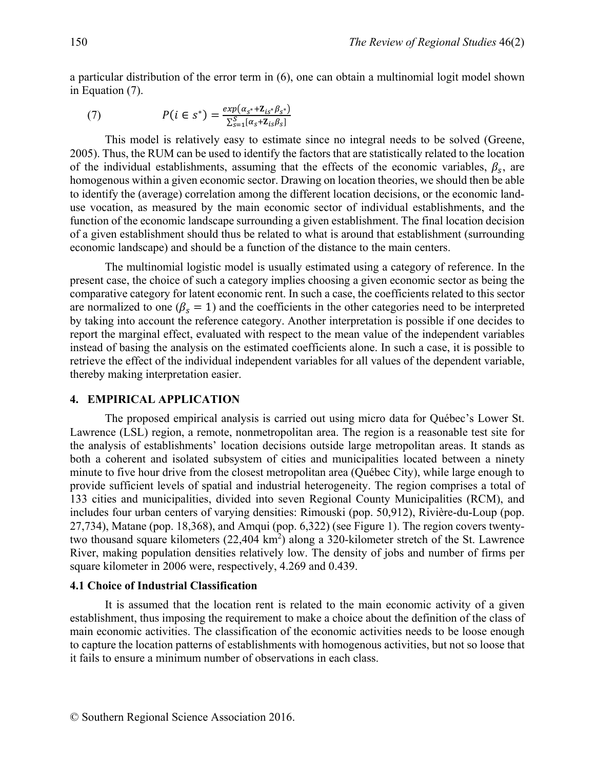a particular distribution of the error term in (6), one can obtain a multinomial logit model shown in Equation (7).

$$(7) \qquad P(i \in s^*) = \frac{exp(\alpha_{s^*} + \mathbf{Z}_{is^*}\beta_{s^*})}{\sum_{s=1}^{S}[\alpha_s + \mathbf{Z}_{is}\beta_s]}$$

This model is relatively easy to estimate since no integral needs to be solved (Greene, 2005). Thus, the RUM can be used to identify the factors that are statistically related to the location of the individual establishments, assuming that the effects of the economic variables, $\beta_s$, are homogenous within a given economic sector. Drawing on location theories, we should then be able to identify the (average) correlation among the different location decisions, or the economic land-use vocation, as measured by the main economic sector of individual establishments, and the function of the economic landscape surrounding a given establishment. The final location decision of a given establishment should thus be related to what is around that establishment (surrounding economic landscape) and should be a function of the distance to the main centers.

The multinomial logistic model is usually estimated using a category of reference. In the present case, the choice of such a category implies choosing a given economic sector as being the comparative category for latent economic rent. In such a case, the coefficients related to this sector are normalized to one ($\beta_s = 1$) and the coefficients in the other categories need to be interpreted by taking into account the reference category. Another interpretation is possible if one decides to report the marginal effect, evaluated with respect to the mean value of the independent variables instead of basing the analysis on the estimated coefficients alone. In such a case, it is possible to retrieve the effect of the individual independent variables for all values of the dependent variable, thereby making interpretation easier.

## 4. EMPIRICAL APPLICATION

The proposed empirical analysis is carried out using micro data for Québec's Lower St. Lawrence (LSL) region, a remote, nonmetropolitan area. The region is a reasonable test site for the analysis of establishments' location decisions outside large metropolitan areas. It stands as both a coherent and isolated subsystem of cities and municipalities located between a ninety minute to five hour drive from the closest metropolitan area (Québec City), while large enough to provide sufficient levels of spatial and industrial heterogeneity. The region comprises a total of 133 cities and municipalities, divided into seven Regional County Municipalities (RCM), and includes four urban centers of varying densities: Rimouski (pop. 50,912), Rivière-du-Loup (pop. 27,734), Matane (pop. 18,368), and Amqui (pop. 6,322) (see Figure 1). The region covers twenty-two thousand square kilometers (22,404 km$^2$) along a 320-kilometer stretch of the St. Lawrence River, making population densities relatively low. The density of jobs and number of firms per square kilometer in 2006 were, respectively, 4.269 and 0.439.

### 4.1 Choice of Industrial Classification

It is assumed that the location rent is related to the main economic activity of a given establishment, thus imposing the requirement to make a choice about the definition of the class of main economic activities. The classification of the economic activities needs to be loose enough to capture the location patterns of establishments with homogenous activities, but not so loose that it fails to ensure a minimum number of observations in each class.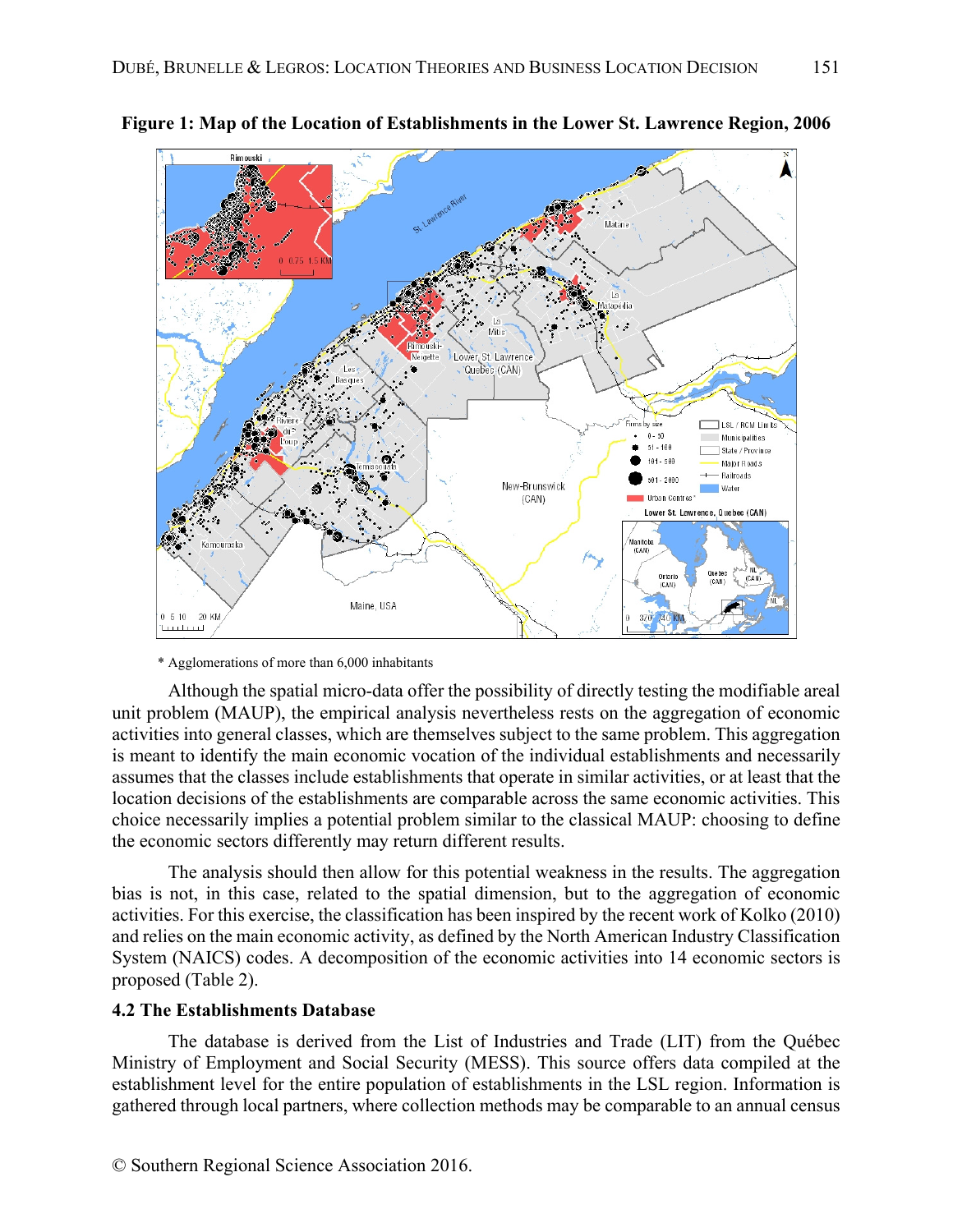**Figure 1: Map of the Location of Establishments in the Lower St. Lawrence Region, 2006**

\* Agglomerations of more than 6,000 inhabitants

Although the spatial micro-data offer the possibility of directly testing the modifiable areal unit problem (MAUP), the empirical analysis nevertheless rests on the aggregation of economic activities into general classes, which are themselves subject to the same problem. This aggregation is meant to identify the main economic vocation of the individual establishments and necessarily assumes that the classes include establishments that operate in similar activities, or at least that the location decisions of the establishments are comparable across the same economic activities. This choice necessarily implies a potential problem similar to the classical MAUP: choosing to define the economic sectors differently may return different results.

The analysis should then allow for this potential weakness in the results. The aggregation bias is not, in this case, related to the spatial dimension, but to the aggregation of economic activities. For this exercise, the classification has been inspired by the recent work of Kolko (2010) and relies on the main economic activity, as defined by the North American Industry Classification System (NAICS) codes. A decomposition of the economic activities into 14 economic sectors is proposed (Table 2).

### 4.2 The Establishments Database

The database is derived from the List of Industries and Trade (LIT) from the Québec Ministry of Employment and Social Security (MESS). This source offers data compiled at the establishment level for the entire population of establishments in the LSL region. Information is gathered through local partners, where collection methods may be comparable to an annual census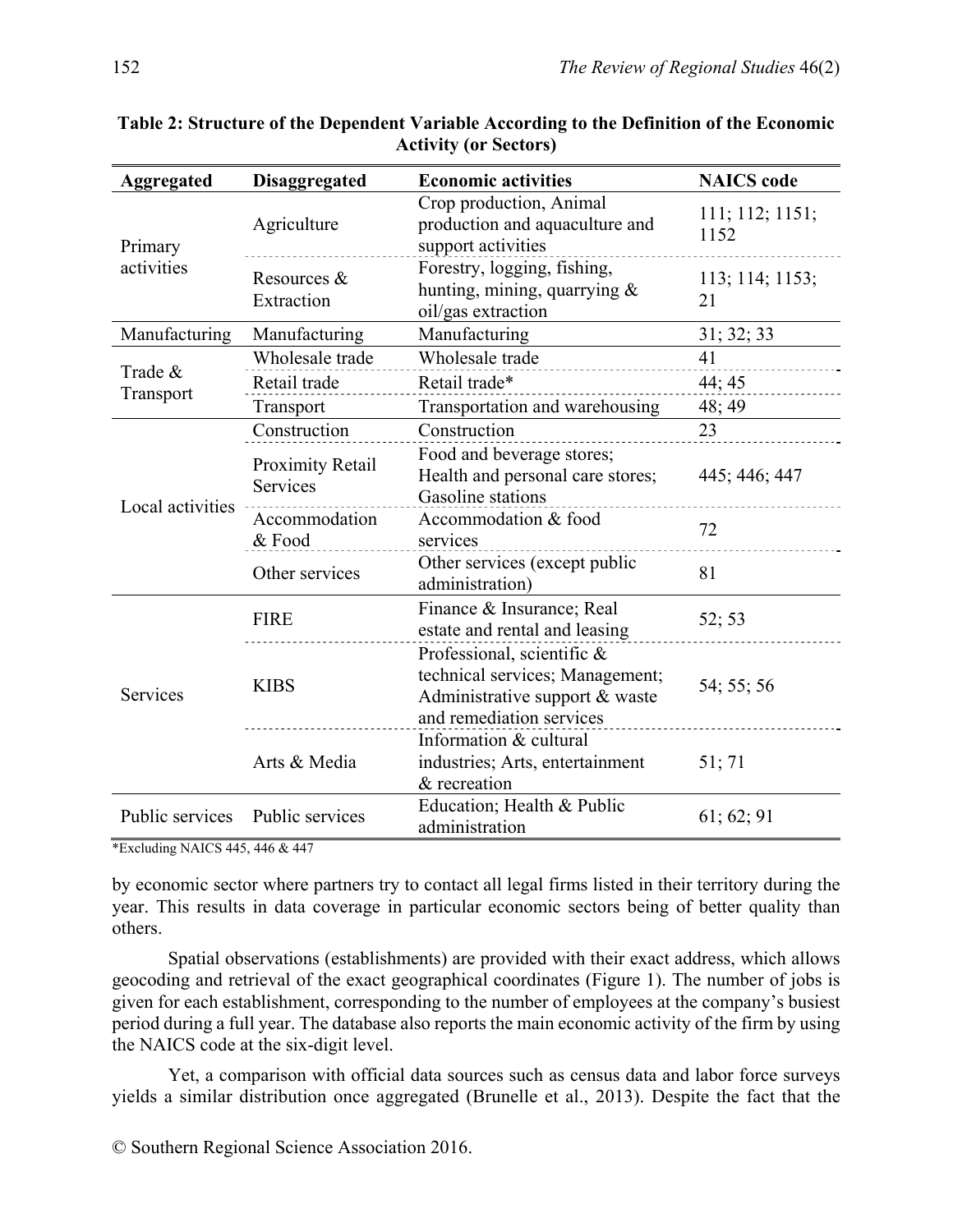**Table 2: Structure of the Dependent Variable According to the Definition of the Economic Activity (or Sectors)**

| Aggregated | Disaggregated | Economic activities | NAICS code |
|---|---|---|---|
| Primary activities | Agriculture | Crop production, Animal production and aquaculture and support activities | 111; 112; 1151; 1152 |
| | Resources & Extraction | Forestry, logging, fishing, hunting, mining, quarrying & oil/gas extraction | 113; 114; 1153; 21 |
| Manufacturing | Manufacturing | Manufacturing | 31; 32; 33 |
| Trade & Transport | Wholesale trade | Wholesale trade | 41 |
| | Retail trade | Retail trade* | 44; 45 |
| | Transport | Transportation and warehousing | 48; 49 |
| Local activities | Construction | Construction | 23 |
| | Proximity Retail Services | Food and beverage stores; Health and personal care stores; Gasoline stations | 445; 446; 447 |
| | Accommodation & Food | Accommodation & food services | 72 |
| | Other services | Other services (except public administration) | 81 |
| Services | FIRE | Finance & Insurance; Real estate and rental and leasing | 52; 53 |
| | KIBS | Professional, scientific & technical services; Management; Administrative support & waste and remediation services | 54; 55; 56 |
| | Arts & Media | Information & cultural industries; Arts, entertainment & recreation | 51; 71 |
| Public services | Public services | Education; Health & Public administration | 61; 62; 91 |

*Excluding NAICS 445, 446 & 447

by economic sector where partners try to contact all legal firms listed in their territory during the year. This results in data coverage in particular economic sectors being of better quality than others.

Spatial observations (establishments) are provided with their exact address, which allows geocoding and retrieval of the exact geographical coordinates (Figure 1). The number of jobs is given for each establishment, corresponding to the number of employees at the company's busiest period during a full year. The database also reports the main economic activity of the firm by using the NAICS code at the six-digit level.

Yet, a comparison with official data sources such as census data and labor force surveys yields a similar distribution once aggregated (Brunelle et al., 2013). Despite the fact that the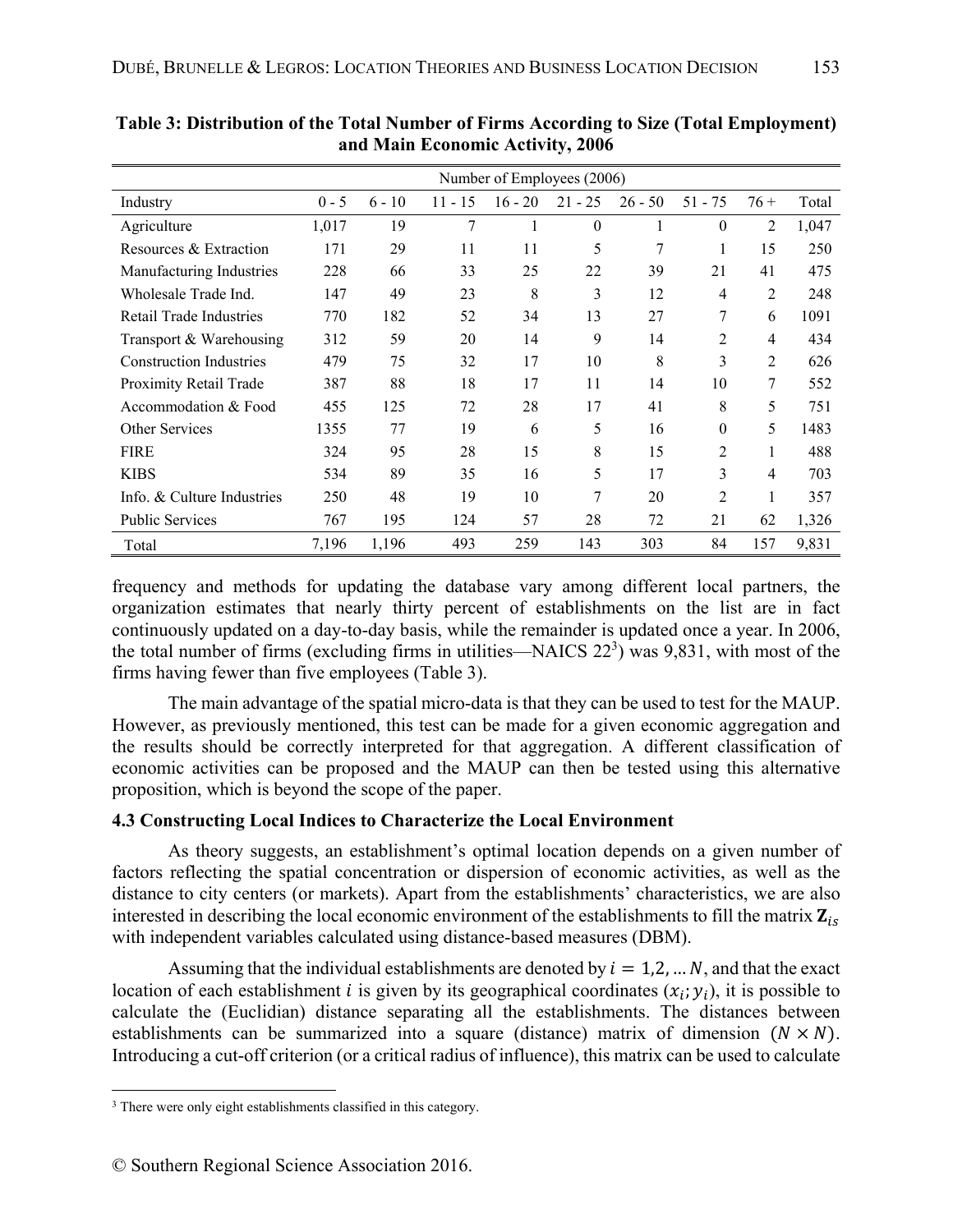**Table 3: Distribution of the Total Number of Firms According to Size (Total Employment) and Main Economic Activity, 2006**

| | Number of Employees (2006) | | | | | | | | |
|---|---|---|---|---|---|---|---|---|---|
| Industry | 0 - 5 | 6 - 10 | 11 - 15 | 16 - 20 | 21 - 25 | 26 - 50 | 51 - 75 | 76 + | Total |
| Agriculture | 1,017 | 19 | 7 | 1 | 0 | 1 | 0 | 2 | 1,047 |
| Resources & Extraction | 171 | 29 | 11 | 11 | 5 | 7 | 1 | 15 | 250 |
| Manufacturing Industries | 228 | 66 | 33 | 25 | 22 | 39 | 21 | 41 | 475 |
| Wholesale Trade Ind. | 147 | 49 | 23 | 8 | 3 | 12 | 4 | 2 | 248 |
| Retail Trade Industries | 770 | 182 | 52 | 34 | 13 | 27 | 7 | 6 | 1091 |
| Transport & Warehousing | 312 | 59 | 20 | 14 | 9 | 14 | 2 | 4 | 434 |
| Construction Industries | 479 | 75 | 32 | 17 | 10 | 8 | 3 | 2 | 626 |
| Proximity Retail Trade | 387 | 88 | 18 | 17 | 11 | 14 | 10 | 7 | 552 |
| Accommodation & Food | 455 | 125 | 72 | 28 | 17 | 41 | 8 | 5 | 751 |
| Other Services | 1355 | 77 | 19 | 6 | 5 | 16 | 0 | 5 | 1483 |
| FIRE | 324 | 95 | 28 | 15 | 8 | 15 | 2 | 1 | 488 |
| KIBS | 534 | 89 | 35 | 16 | 5 | 17 | 3 | 4 | 703 |
| Info. & Culture Industries | 250 | 48 | 19 | 10 | 7 | 20 | 2 | 1 | 357 |
| Public Services | 767 | 195 | 124 | 57 | 28 | 72 | 21 | 62 | 1,326 |
| Total | 7,196 | 1,196 | 493 | 259 | 143 | 303 | 84 | 157 | 9,831 |

frequency and methods for updating the database vary among different local partners, the organization estimates that nearly thirty percent of establishments on the list are in fact continuously updated on a day-to-day basis, while the remainder is updated once a year. In 2006, the total number of firms (excluding firms in utilities—NAICS 22[3]) was 9,831, with most of the firms having fewer than five employees (Table 3).

The main advantage of the spatial micro-data is that they can be used to test for the MAUP. However, as previously mentioned, this test can be made for a given economic aggregation and the results should be correctly interpreted for that aggregation. A different classification of economic activities can be proposed and the MAUP can then be tested using this alternative proposition, which is beyond the scope of the paper.

### 4.3 Constructing Local Indices to Characterize the Local Environment

As theory suggests, an establishment's optimal location depends on a given number of factors reflecting the spatial concentration or dispersion of economic activities, as well as the distance to city centers (or markets). Apart from the establishments' characteristics, we are also interested in describing the local economic environment of the establishments to fill the matrix $\mathbf{Z}_{is}$ with independent variables calculated using distance-based measures (DBM).

Assuming that the individual establishments are denoted by $i = 1,2, \dots N$, and that the exact location of each establishment $i$ is given by its geographical coordinates $(x_i; y_i)$, it is possible to calculate the (Euclidian) distance separating all the establishments. The distances between establishments can be summarized into a square (distance) matrix of dimension $(N \times N)$. Introducing a cut-off criterion (or a critical radius of influence), this matrix can be used to calculate

[3] There were only eight establishments classified in this category.

© Southern Regional Science Association 2016.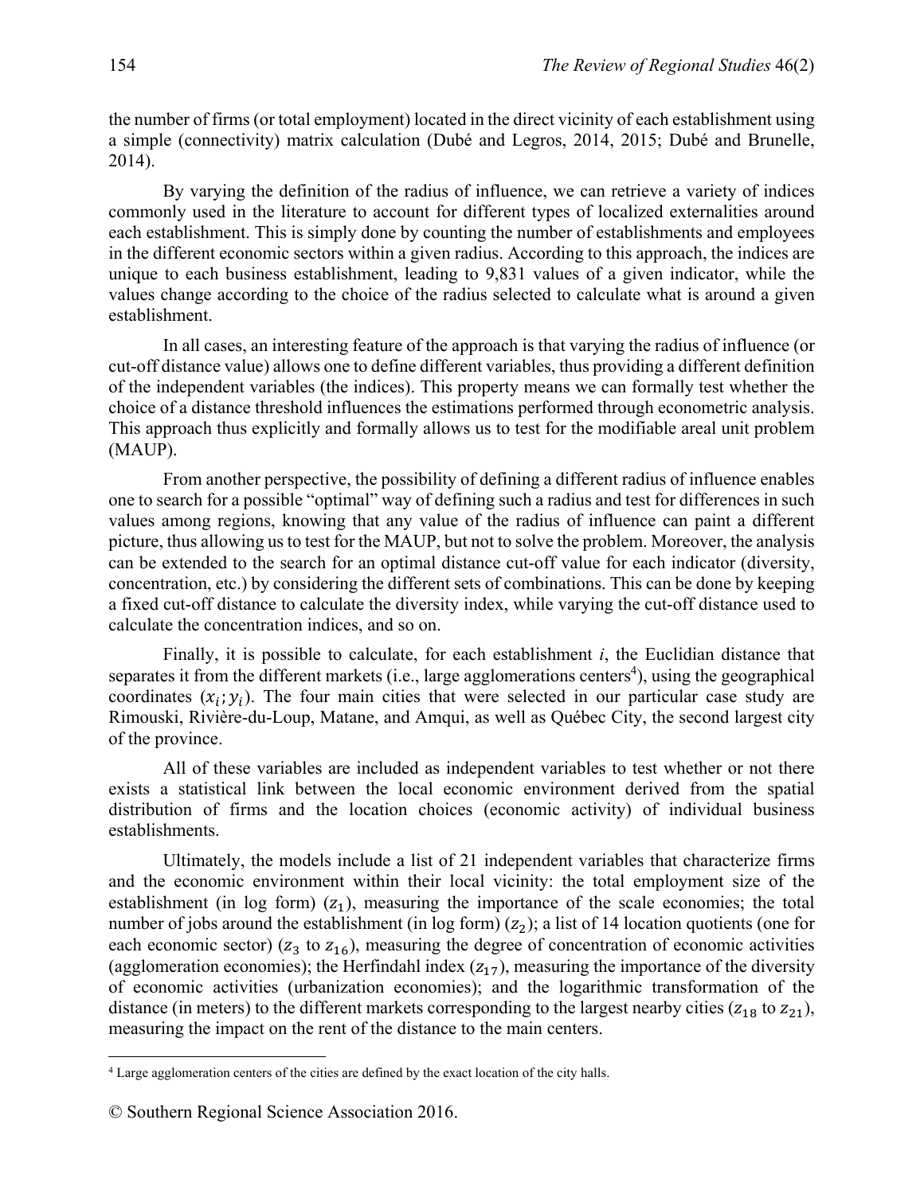the number of firms (or total employment) located in the direct vicinity of each establishment using a simple (connectivity) matrix calculation (Dubé and Legros, 2014, 2015; Dubé and Brunelle, 2014).

By varying the definition of the radius of influence, we can retrieve a variety of indices commonly used in the literature to account for different types of localized externalities around each establishment. This is simply done by counting the number of establishments and employees in the different economic sectors within a given radius. According to this approach, the indices are unique to each business establishment, leading to 9,831 values of a given indicator, while the values change according to the choice of the radius selected to calculate what is around a given establishment.

In all cases, an interesting feature of the approach is that varying the radius of influence (or cut-off distance value) allows one to define different variables, thus providing a different definition of the independent variables (the indices). This property means we can formally test whether the choice of a distance threshold influences the estimations performed through econometric analysis. This approach thus explicitly and formally allows us to test for the modifiable areal unit problem (MAUP).

From another perspective, the possibility of defining a different radius of influence enables one to search for a possible "optimal" way of defining such a radius and test for differences in such values among regions, knowing that any value of the radius of influence can paint a different picture, thus allowing us to test for the MAUP, but not to solve the problem. Moreover, the analysis can be extended to the search for an optimal distance cut-off value for each indicator (diversity, concentration, etc.) by considering the different sets of combinations. This can be done by keeping a fixed cut-off distance to calculate the diversity index, while varying the cut-off distance used to calculate the concentration indices, and so on.

Finally, it is possible to calculate, for each establishment *i*, the Euclidian distance that separates it from the different markets (i.e., large agglomerations centers[4]), using the geographical coordinates $(x_i; y_i)$. The four main cities that were selected in our particular case study are Rimouski, Rivière-du-Loup, Matane, and Amqui, as well as Québec City, the second largest city of the province.

All of these variables are included as independent variables to test whether or not there exists a statistical link between the local economic environment derived from the spatial distribution of firms and the location choices (economic activity) of individual business establishments.

Ultimately, the models include a list of 21 independent variables that characterize firms and the economic environment within their local vicinity: the total employment size of the establishment (in log form) ($z_1$), measuring the importance of the scale economies; the total number of jobs around the establishment (in log form) ($z_2$); a list of 14 location quotients (one for each economic sector) ($z_3$ to $z_{16}$), measuring the degree of concentration of economic activities (agglomeration economies); the Herfindahl index ($z_{17}$), measuring the importance of the diversity of economic activities (urbanization economies); and the logarithmic transformation of the distance (in meters) to the different markets corresponding to the largest nearby cities ($z_{18}$ to $z_{21}$), measuring the impact on the rent of the distance to the main centers.

[4] Large agglomeration centers of the cities are defined by the exact location of the city halls.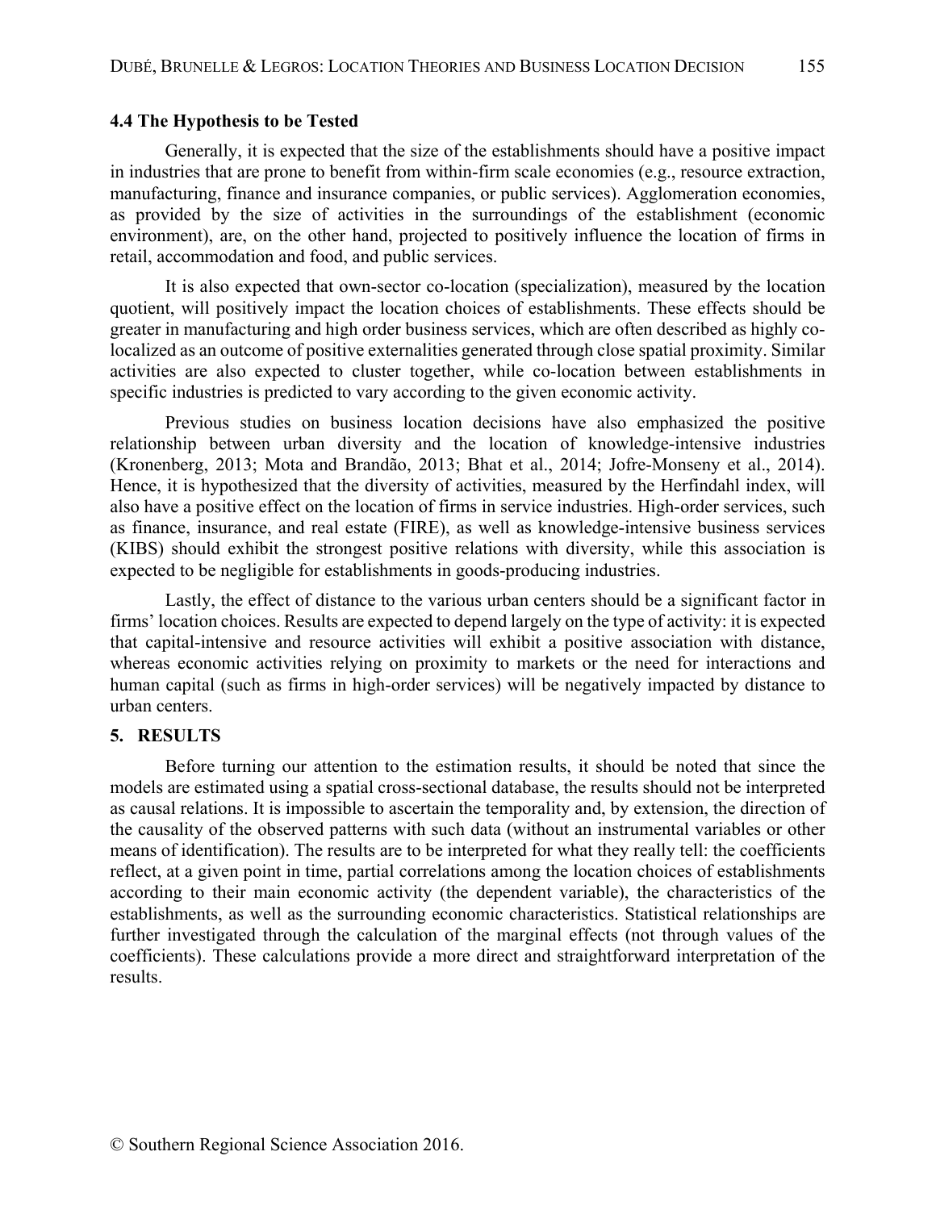### 4.4 The Hypothesis to be Tested

Generally, it is expected that the size of the establishments should have a positive impact in industries that are prone to benefit from within-firm scale economies (e.g., resource extraction, manufacturing, finance and insurance companies, or public services). Agglomeration economies, as provided by the size of activities in the surroundings of the establishment (economic environment), are, on the other hand, projected to positively influence the location of firms in retail, accommodation and food, and public services.

It is also expected that own-sector co-location (specialization), measured by the location quotient, will positively impact the location choices of establishments. These effects should be greater in manufacturing and high order business services, which are often described as highly co-localized as an outcome of positive externalities generated through close spatial proximity. Similar activities are also expected to cluster together, while co-location between establishments in specific industries is predicted to vary according to the given economic activity.

Previous studies on business location decisions have also emphasized the positive relationship between urban diversity and the location of knowledge-intensive industries (Kronenberg, 2013; Mota and Brandão, 2013; Bhat et al., 2014; Jofre-Monseny et al., 2014). Hence, it is hypothesized that the diversity of activities, measured by the Herfindahl index, will also have a positive effect on the location of firms in service industries. High-order services, such as finance, insurance, and real estate (FIRE), as well as knowledge-intensive business services (KIBS) should exhibit the strongest positive relations with diversity, while this association is expected to be negligible for establishments in goods-producing industries.

Lastly, the effect of distance to the various urban centers should be a significant factor in firms' location choices. Results are expected to depend largely on the type of activity: it is expected that capital-intensive and resource activities will exhibit a positive association with distance, whereas economic activities relying on proximity to markets or the need for interactions and human capital (such as firms in high-order services) will be negatively impacted by distance to urban centers.

## 5. RESULTS

Before turning our attention to the estimation results, it should be noted that since the models are estimated using a spatial cross-sectional database, the results should not be interpreted as causal relations. It is impossible to ascertain the temporality and, by extension, the direction of the causality of the observed patterns with such data (without an instrumental variables or other means of identification). The results are to be interpreted for what they really tell: the coefficients reflect, at a given point in time, partial correlations among the location choices of establishments according to their main economic activity (the dependent variable), the characteristics of the establishments, as well as the surrounding economic characteristics. Statistical relationships are further investigated through the calculation of the marginal effects (not through values of the coefficients). These calculations provide a more direct and straightforward interpretation of the results.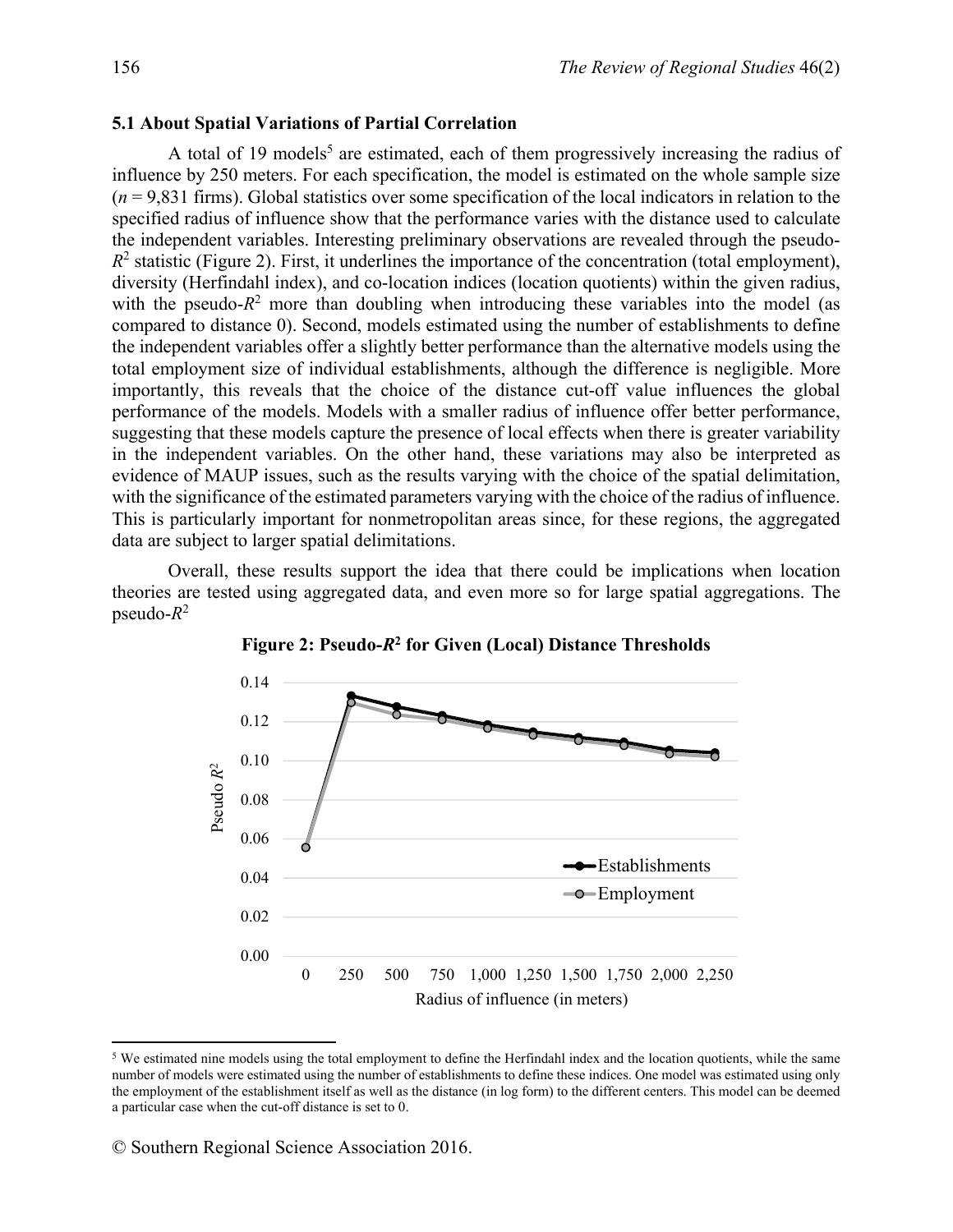### 5.1 About Spatial Variations of Partial Correlation

A total of 19 models[5] are estimated, each of them progressively increasing the radius of influence by 250 meters. For each specification, the model is estimated on the whole sample size ($n$ = 9,831 firms). Global statistics over some specification of the local indicators in relation to the specified radius of influence show that the performance varies with the distance used to calculate the independent variables. Interesting preliminary observations are revealed through the pseudo-$R^2$ statistic (Figure 2). First, it underlines the importance of the concentration (total employment), diversity (Herfindahl index), and co-location indices (location quotients) within the given radius, with the pseudo-$R^2$ more than doubling when introducing these variables into the model (as compared to distance 0). Second, models estimated using the number of establishments to define the independent variables offer a slightly better performance than the alternative models using the total employment size of individual establishments, although the difference is negligible. More importantly, this reveals that the choice of the distance cut-off value influences the global performance of the models. Models with a smaller radius of influence offer better performance, suggesting that these models capture the presence of local effects when there is greater variability in the independent variables. On the other hand, these variations may also be interpreted as evidence of MAUP issues, such as the results varying with the choice of the spatial delimitation, with the significance of the estimated parameters varying with the choice of the radius of influence. This is particularly important for nonmetropolitan areas since, for these regions, the aggregated data are subject to larger spatial delimitations.

Overall, these results support the idea that there could be implications when location theories are tested using aggregated data, and even more so for large spatial aggregations. The pseudo-$R^2$

**Figure 2: Pseudo-$R^2$ for Given (Local) Distance Thresholds**

[5] We estimated nine models using the total employment to define the Herfindahl index and the location quotients, while the same number of models were estimated using the number of establishments to define these indices. One model was estimated using only the employment of the establishment itself as well as the distance (in log form) to the different centers. This model can be deemed a particular case when the cut-off distance is set to 0.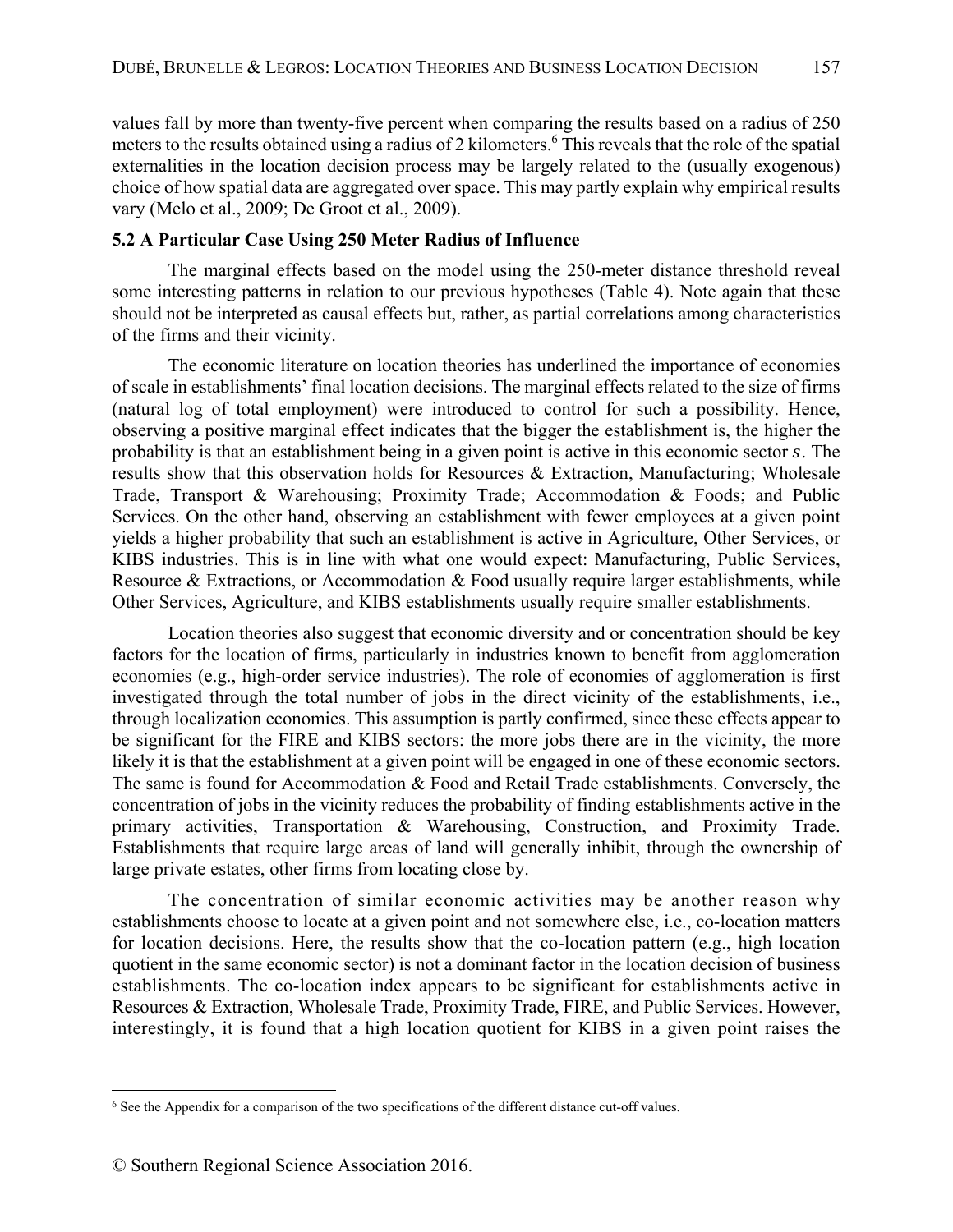values fall by more than twenty-five percent when comparing the results based on a radius of 250 meters to the results obtained using a radius of 2 kilometers.[6] This reveals that the role of the spatial externalities in the location decision process may be largely related to the (usually exogenous) choice of how spatial data are aggregated over space. This may partly explain why empirical results vary (Melo et al., 2009; De Groot et al., 2009).

### 5.2 A Particular Case Using 250 Meter Radius of Influence

The marginal effects based on the model using the 250-meter distance threshold reveal some interesting patterns in relation to our previous hypotheses (Table 4). Note again that these should not be interpreted as causal effects but, rather, as partial correlations among characteristics of the firms and their vicinity.

The economic literature on location theories has underlined the importance of economies of scale in establishments' final location decisions. The marginal effects related to the size of firms (natural log of total employment) were introduced to control for such a possibility. Hence, observing a positive marginal effect indicates that the bigger the establishment is, the higher the probability is that an establishment being in a given point is active in this economic sector $s$. The results show that this observation holds for Resources & Extraction, Manufacturing; Wholesale Trade, Transport & Warehousing; Proximity Trade; Accommodation & Foods; and Public Services. On the other hand, observing an establishment with fewer employees at a given point yields a higher probability that such an establishment is active in Agriculture, Other Services, or KIBS industries. This is in line with what one would expect: Manufacturing, Public Services, Resource & Extractions, or Accommodation & Food usually require larger establishments, while Other Services, Agriculture, and KIBS establishments usually require smaller establishments.

Location theories also suggest that economic diversity and or concentration should be key factors for the location of firms, particularly in industries known to benefit from agglomeration economies (e.g., high-order service industries). The role of economies of agglomeration is first investigated through the total number of jobs in the direct vicinity of the establishments, i.e., through localization economies. This assumption is partly confirmed, since these effects appear to be significant for the FIRE and KIBS sectors: the more jobs there are in the vicinity, the more likely it is that the establishment at a given point will be engaged in one of these economic sectors. The same is found for Accommodation & Food and Retail Trade establishments. Conversely, the concentration of jobs in the vicinity reduces the probability of finding establishments active in the primary activities, Transportation & Warehousing, Construction, and Proximity Trade. Establishments that require large areas of land will generally inhibit, through the ownership of large private estates, other firms from locating close by.

The concentration of similar economic activities may be another reason why establishments choose to locate at a given point and not somewhere else, i.e., co-location matters for location decisions. Here, the results show that the co-location pattern (e.g., high location quotient in the same economic sector) is not a dominant factor in the location decision of business establishments. The co-location index appears to be significant for establishments active in Resources & Extraction, Wholesale Trade, Proximity Trade, FIRE, and Public Services. However, interestingly, it is found that a high location quotient for KIBS in a given point raises the

---

[6] See the Appendix for a comparison of the two specifications of the different distance cut-off values.

© Southern Regional Science Association 2016.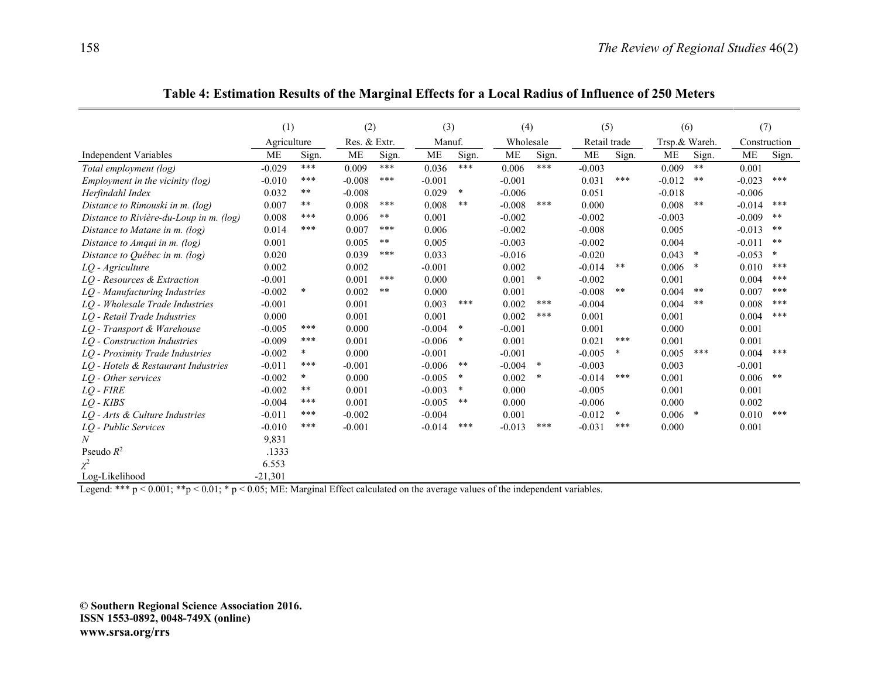**Table 4: Estimation Results of the Marginal Effects for a Local Radius of Influence of 250 Meters**

| | (1) | | (2) | | (3) | | (4) | | (5) | | (6) | | (7) | |
|---|---|---|---|---|---|---|---|---|---|---|---|---|---|---|
| | Agriculture | | Res. & Extr. | | Manuf. | | Wholesale | | Retail trade | | Trsp.& Wareh. | | Construction | |
| Independent Variables | ME | Sign. | ME | Sign. | ME | Sign. | ME | Sign. | ME | Sign. | ME | Sign. | ME | Sign. |
| *Total employment (log)* | -0.029 | *** | 0.009 | *** | 0.036 | *** | 0.006 | *** | -0.003 | | 0.009 | ** | 0.001 | |
| *Employment in the vicinity (log)* | -0.010 | *** | -0.008 | *** | -0.001 | | -0.001 | | 0.031 | *** | -0.012 | ** | -0.023 | *** |
| *Herfindahl Index* | 0.032 | ** | -0.008 | | 0.029 | * | -0.006 | | 0.051 | | -0.018 | | -0.006 | |
| *Distance to Rimouski in m. (log)* | 0.007 | ** | 0.008 | *** | 0.008 | ** | -0.008 | *** | 0.000 | | 0.008 | ** | -0.014 | *** |
| *Distance to Rivière-du-Loup in m. (log)* | 0.008 | *** | 0.006 | ** | 0.001 | | -0.002 | | -0.002 | | -0.003 | | -0.009 | ** |
| *Distance to Matane in m. (log)* | 0.014 | *** | 0.007 | *** | 0.006 | | -0.002 | | -0.008 | | 0.005 | | -0.013 | ** |
| *Distance to Amqui in m. (log)* | 0.001 | | 0.005 | ** | 0.005 | | -0.003 | | -0.002 | | 0.004 | | -0.011 | ** |
| *Distance to Québec in m. (log)* | 0.020 | | 0.039 | *** | 0.033 | | -0.016 | | -0.020 | | 0.043 | * | -0.053 | * |
| *LQ - Agriculture* | 0.002 | | 0.002 | | -0.001 | | 0.002 | | -0.014 | ** | 0.006 | * | 0.010 | *** |
| *LQ - Resources & Extraction* | -0.001 | | 0.001 | *** | 0.000 | | 0.001 | * | -0.002 | | 0.001 | | 0.004 | *** |
| *LQ - Manufacturing Industries* | -0.002 | * | 0.002 | ** | 0.000 | | 0.001 | | -0.008 | ** | 0.004 | ** | 0.007 | *** |
| *LQ - Wholesale Trade Industries* | -0.001 | | 0.001 | | 0.003 | *** | 0.002 | *** | -0.004 | | 0.004 | ** | 0.008 | *** |
| *LQ - Retail Trade Industries* | 0.000 | | 0.001 | | 0.001 | | 0.002 | *** | 0.001 | | 0.001 | | 0.004 | *** |
| *LQ - Transport & Warehouse* | -0.005 | *** | 0.000 | | -0.004 | * | -0.001 | | 0.001 | | 0.000 | | 0.001 | |
| *LQ - Construction Industries* | -0.009 | *** | 0.001 | | -0.006 | * | 0.001 | | 0.021 | *** | 0.001 | | 0.001 | |
| *LQ - Proximity Trade Industries* | -0.002 | * | 0.000 | | -0.001 | | -0.001 | | -0.005 | * | 0.005 | *** | 0.004 | *** |
| *LQ - Hotels & Restaurant Industries* | -0.011 | *** | -0.001 | | -0.006 | ** | -0.004 | * | -0.003 | | 0.003 | | -0.001 | |
| *LQ - Other services* | -0.002 | * | 0.000 | | -0.005 | * | 0.002 | * | -0.014 | *** | 0.001 | | 0.006 | ** |
| *LQ - FIRE* | -0.002 | ** | 0.001 | | -0.003 | * | 0.000 | | -0.005 | | 0.001 | | 0.001 | |
| *LQ - KIBS* | -0.004 | *** | 0.001 | | -0.005 | ** | 0.000 | | -0.006 | | 0.000 | | 0.002 | |
| *LQ - Arts & Culture Industries* | -0.011 | *** | -0.002 | | -0.004 | | 0.001 | | -0.012 | * | 0.006 | * | 0.010 | *** |
| *LQ - Public Services* | -0.010 | *** | -0.001 | | -0.014 | *** | -0.013 | *** | -0.031 | *** | 0.000 | | 0.001 | |
| $N$ | 9,831 | | | | | | | | | | | | | |
| Pseudo $R^2$ | .1333 | | | | | | | | | | | | | |
| $\chi^2$ | 6.553 | | | | | | | | | | | | | |
| Log-Likelihood | -21,301 | | | | | | | | | | | | | |

Legend: *** p < 0.001; **p < 0.01; * p < 0.05; ME: Marginal Effect calculated on the average values of the independent variables.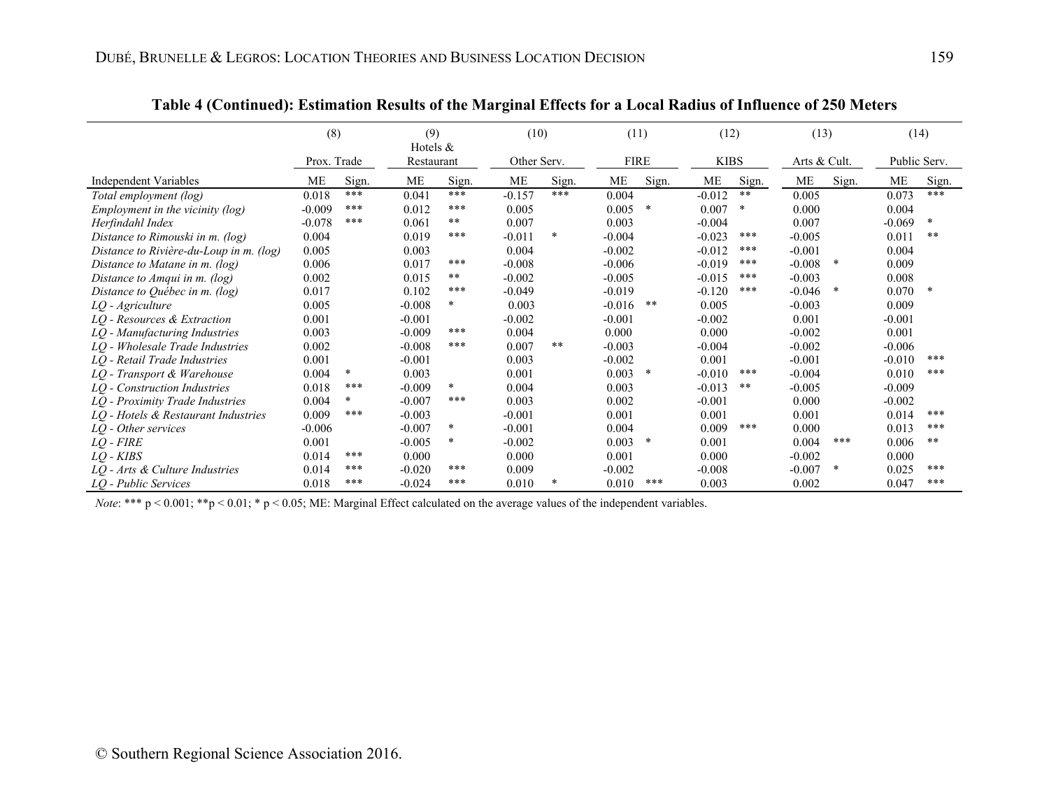**Table 4 (Continued): Estimation Results of the Marginal Effects for a Local Radius of Influence of 250 Meters**

| | (8) | | (9) | | (10) | | (11) | | (12) | | (13) | | (14) | |
|---|---|---|---|---|---|---|---|---|---|---|---|---|---|---|
| | Prox. Trade | | Hotels & Restaurant | | Other Serv. | | FIRE | | KIBS | | Arts & Cult. | | Public Serv. | |
| Independent Variables | ME | Sign. | ME | Sign. | ME | Sign. | ME | Sign. | ME | Sign. | ME | Sign. | ME | Sign. |
| *Total employment (log)* | 0.018 | *** | 0.041 | *** | -0.157 | *** | 0.004 | | -0.012 | ** | 0.005 | | 0.073 | *** |
| *Employment in the vicinity (log)* | -0.009 | *** | 0.012 | *** | 0.005 | | 0.005 | * | 0.007 | * | 0.000 | | 0.004 | |
| *Herfindahl Index* | -0.078 | *** | 0.061 | ** | 0.007 | | 0.003 | | -0.004 | | 0.007 | | -0.069 | * |
| *Distance to Rimouski in m. (log)* | 0.004 | | 0.019 | *** | -0.011 | * | -0.004 | | -0.023 | *** | -0.005 | | 0.011 | ** |
| *Distance to Rivière-du-Loup in m. (log)* | 0.005 | | 0.003 | | 0.004 | | -0.002 | | -0.012 | *** | -0.001 | | 0.004 | |
| *Distance to Matane in m. (log)* | 0.006 | | 0.017 | *** | -0.008 | | -0.006 | | -0.019 | *** | -0.008 | * | 0.009 | |
| *Distance to Amqui in m. (log)* | 0.002 | | 0.015 | ** | -0.002 | | -0.005 | | -0.015 | *** | -0.003 | | 0.008 | |
| *Distance to Québec in m. (log)* | 0.017 | | 0.102 | *** | -0.049 | | -0.019 | | -0.120 | *** | -0.046 | * | 0.070 | * |
| *LQ - Agriculture* | 0.005 | | -0.008 | * | 0.003 | | -0.016 | ** | 0.005 | | -0.003 | | 0.009 | |
| *LQ - Resources & Extraction* | 0.001 | | -0.001 | | -0.002 | | -0.001 | | -0.002 | | 0.001 | | -0.001 | |
| *LQ - Manufacturing Industries* | 0.003 | | -0.009 | *** | 0.004 | | 0.000 | | 0.000 | | -0.002 | | 0.001 | |
| *LQ - Wholesale Trade Industries* | 0.002 | | -0.008 | *** | 0.007 | ** | -0.003 | | -0.004 | | -0.002 | | -0.006 | |
| *LQ - Retail Trade Industries* | 0.001 | | -0.001 | | 0.003 | | -0.002 | | 0.001 | | -0.001 | | -0.010 | *** |
| *LQ - Transport & Warehouse* | 0.004 | * | 0.003 | | 0.001 | | 0.003 | * | -0.010 | *** | -0.004 | | 0.010 | *** |
| *LQ - Construction Industries* | 0.018 | *** | -0.009 | * | 0.004 | | 0.003 | | -0.013 | ** | -0.005 | | -0.009 | |
| *LQ - Proximity Trade Industries* | 0.004 | * | -0.007 | *** | 0.003 | | 0.002 | | -0.001 | | 0.000 | | -0.002 | |
| *LQ - Hotels & Restaurant Industries* | 0.009 | *** | -0.003 | | -0.001 | | 0.001 | | 0.001 | | 0.001 | | 0.014 | *** |
| *LQ - Other services* | -0.006 | | -0.007 | * | -0.001 | | 0.004 | | 0.009 | *** | 0.000 | | 0.013 | *** |
| *LQ - FIRE* | 0.001 | | -0.005 | * | -0.002 | | 0.003 | * | 0.001 | | 0.004 | *** | 0.006 | ** |
| *LQ - KIBS* | 0.014 | *** | 0.000 | | 0.000 | | 0.001 | | 0.000 | | -0.002 | | 0.000 | |
| *LQ - Arts & Culture Industries* | 0.014 | *** | -0.020 | *** | 0.009 | | -0.002 | | -0.008 | | -0.007 | * | 0.025 | *** |
| *LQ - Public Services* | 0.018 | *** | -0.024 | *** | 0.010 | * | 0.010 | *** | 0.003 | | 0.002 | | 0.047 | *** |

*Note*: *** $p < 0.001$; **$p < 0.01$; * $p < 0.05$; ME: Marginal Effect calculated on the average values of the independent variables.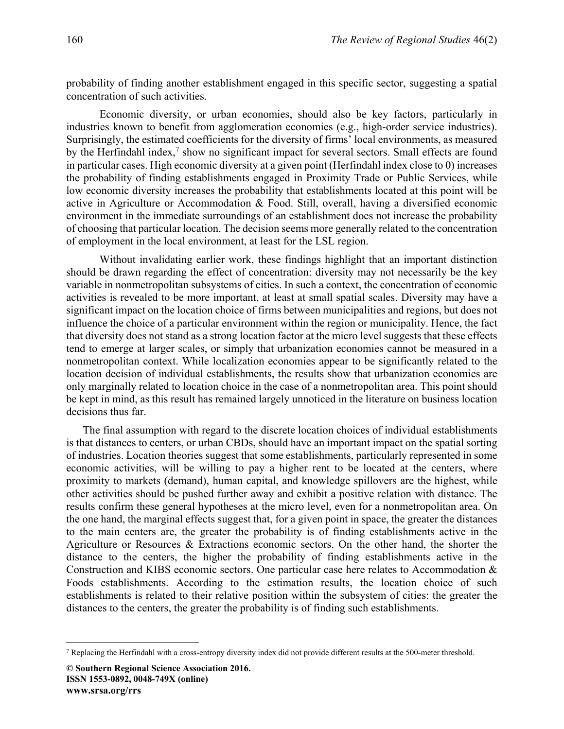probability of finding another establishment engaged in this specific sector, suggesting a spatial concentration of such activities.

Economic diversity, or urban economies, should also be key factors, particularly in industries known to benefit from agglomeration economies (e.g., high-order service industries). Surprisingly, the estimated coefficients for the diversity of firms' local environments, as measured by the Herfindahl index,[7] show no significant impact for several sectors. Small effects are found in particular cases. High economic diversity at a given point (Herfindahl index close to 0) increases the probability of finding establishments engaged in Proximity Trade or Public Services, while low economic diversity increases the probability that establishments located at this point will be active in Agriculture or Accommodation & Food. Still, overall, having a diversified economic environment in the immediate surroundings of an establishment does not increase the probability of choosing that particular location. The decision seems more generally related to the concentration of employment in the local environment, at least for the LSL region.

Without invalidating earlier work, these findings highlight that an important distinction should be drawn regarding the effect of concentration: diversity may not necessarily be the key variable in nonmetropolitan subsystems of cities. In such a context, the concentration of economic activities is revealed to be more important, at least at small spatial scales. Diversity may have a significant impact on the location choice of firms between municipalities and regions, but does not influence the choice of a particular environment within the region or municipality. Hence, the fact that diversity does not stand as a strong location factor at the micro level suggests that these effects tend to emerge at larger scales, or simply that urbanization economies cannot be measured in a nonmetropolitan context. While localization economies appear to be significantly related to the location decision of individual establishments, the results show that urbanization economies are only marginally related to location choice in the case of a nonmetropolitan area. This point should be kept in mind, as this result has remained largely unnoticed in the literature on business location decisions thus far.

The final assumption with regard to the discrete location choices of individual establishments is that distances to centers, or urban CBDs, should have an important impact on the spatial sorting of industries. Location theories suggest that some establishments, particularly represented in some economic activities, will be willing to pay a higher rent to be located at the centers, where proximity to markets (demand), human capital, and knowledge spillovers are the highest, while other activities should be pushed further away and exhibit a positive relation with distance. The results confirm these general hypotheses at the micro level, even for a nonmetropolitan area. On the one hand, the marginal effects suggest that, for a given point in space, the greater the distances to the main centers are, the greater the probability is of finding establishments active in the Agriculture or Resources & Extractions economic sectors. On the other hand, the shorter the distance to the centers, the higher the probability of finding establishments active in the Construction and KIBS economic sectors. One particular case here relates to Accommodation & Foods establishments. According to the estimation results, the location choice of such establishments is related to their relative position within the subsystem of cities: the greater the distances to the centers, the greater the probability is of finding such establishments.

[7] Replacing the Herfindahl with a cross-entropy diversity index did not provide different results at the 500-meter threshold.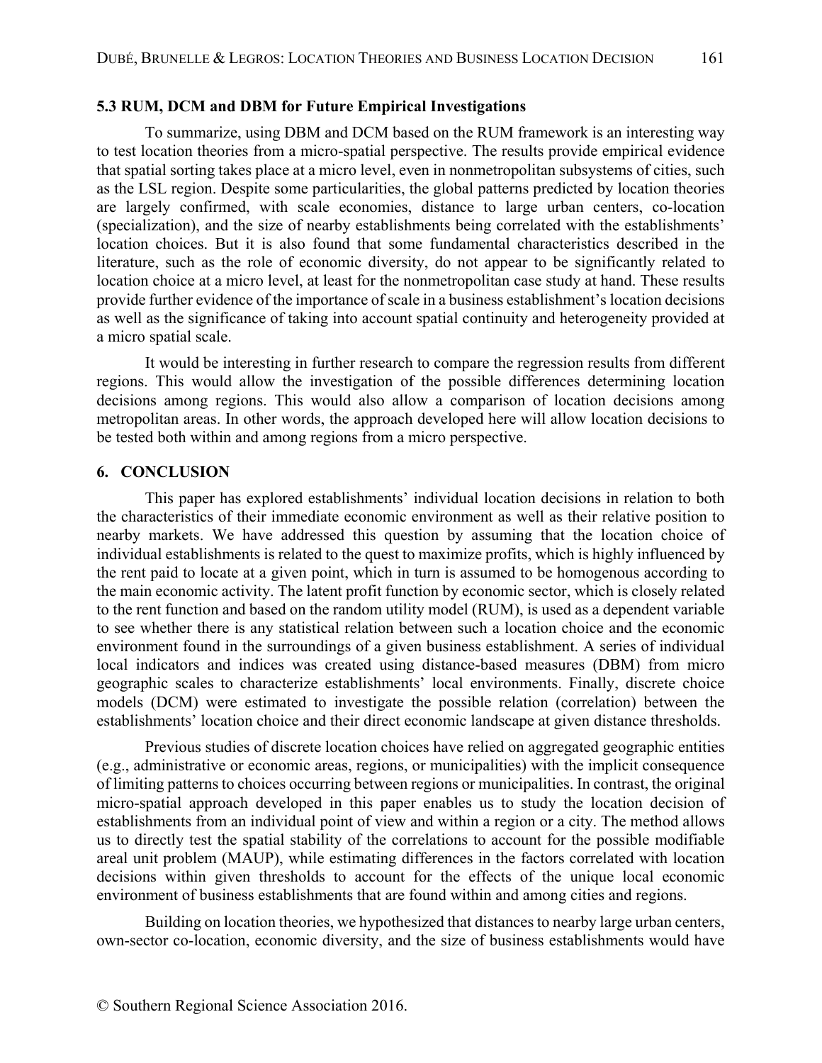### 5.3 RUM, DCM and DBM for Future Empirical Investigations

To summarize, using DBM and DCM based on the RUM framework is an interesting way to test location theories from a micro-spatial perspective. The results provide empirical evidence that spatial sorting takes place at a micro level, even in nonmetropolitan subsystems of cities, such as the LSL region. Despite some particularities, the global patterns predicted by location theories are largely confirmed, with scale economies, distance to large urban centers, co-location (specialization), and the size of nearby establishments being correlated with the establishments' location choices. But it is also found that some fundamental characteristics described in the literature, such as the role of economic diversity, do not appear to be significantly related to location choice at a micro level, at least for the nonmetropolitan case study at hand. These results provide further evidence of the importance of scale in a business establishment's location decisions as well as the significance of taking into account spatial continuity and heterogeneity provided at a micro spatial scale.

It would be interesting in further research to compare the regression results from different regions. This would allow the investigation of the possible differences determining location decisions among regions. This would also allow a comparison of location decisions among metropolitan areas. In other words, the approach developed here will allow location decisions to be tested both within and among regions from a micro perspective.

## 6. CONCLUSION

This paper has explored establishments' individual location decisions in relation to both the characteristics of their immediate economic environment as well as their relative position to nearby markets. We have addressed this question by assuming that the location choice of individual establishments is related to the quest to maximize profits, which is highly influenced by the rent paid to locate at a given point, which in turn is assumed to be homogenous according to the main economic activity. The latent profit function by economic sector, which is closely related to the rent function and based on the random utility model (RUM), is used as a dependent variable to see whether there is any statistical relation between such a location choice and the economic environment found in the surroundings of a given business establishment. A series of individual local indicators and indices was created using distance-based measures (DBM) from micro geographic scales to characterize establishments' local environments. Finally, discrete choice models (DCM) were estimated to investigate the possible relation (correlation) between the establishments' location choice and their direct economic landscape at given distance thresholds.

Previous studies of discrete location choices have relied on aggregated geographic entities (e.g., administrative or economic areas, regions, or municipalities) with the implicit consequence of limiting patterns to choices occurring between regions or municipalities. In contrast, the original micro-spatial approach developed in this paper enables us to study the location decision of establishments from an individual point of view and within a region or a city. The method allows us to directly test the spatial stability of the correlations to account for the possible modifiable areal unit problem (MAUP), while estimating differences in the factors correlated with location decisions within given thresholds to account for the effects of the unique local economic environment of business establishments that are found within and among cities and regions.

Building on location theories, we hypothesized that distances to nearby large urban centers, own-sector co-location, economic diversity, and the size of business establishments would have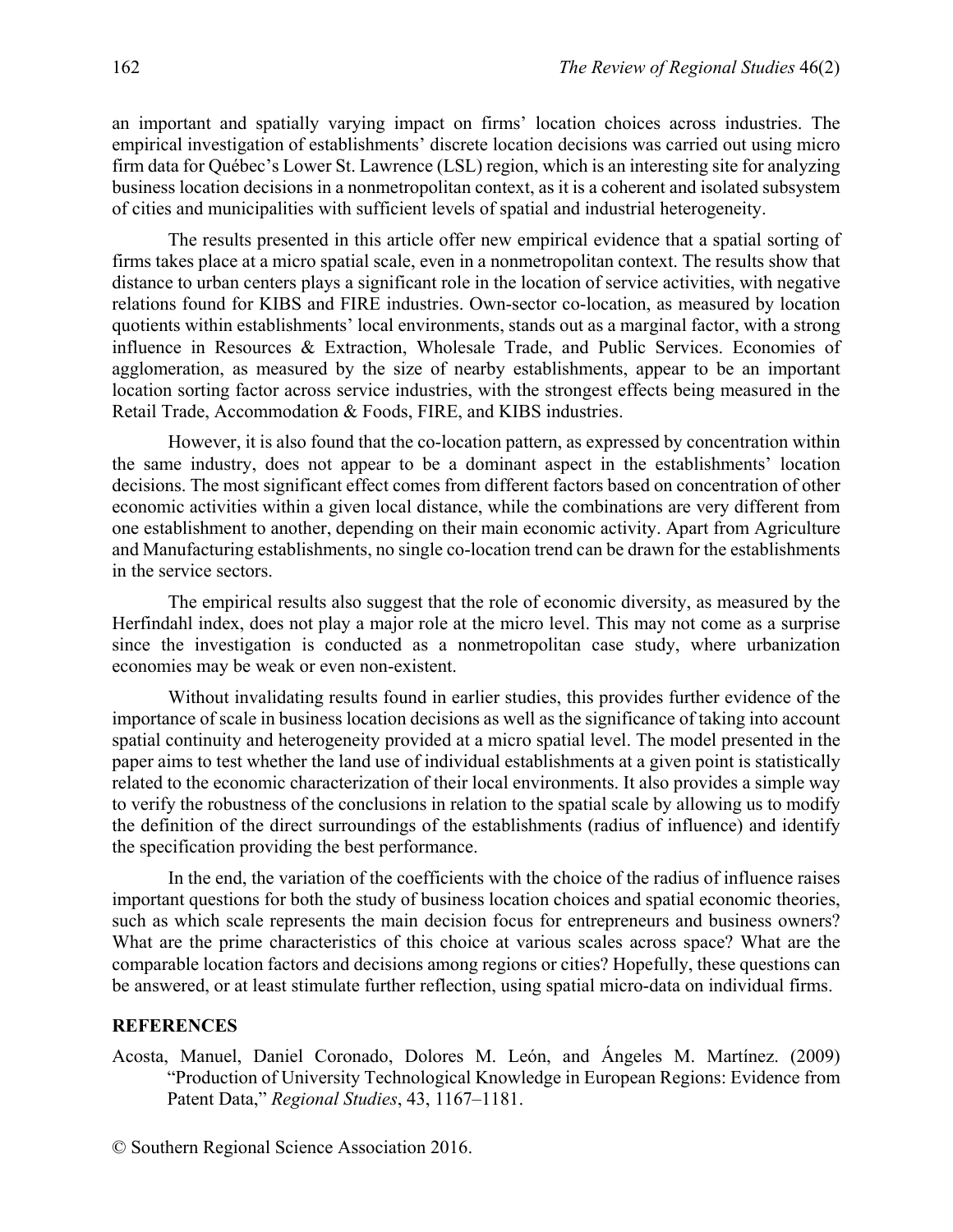an important and spatially varying impact on firms' location choices across industries. The empirical investigation of establishments' discrete location decisions was carried out using micro firm data for Québec's Lower St. Lawrence (LSL) region, which is an interesting site for analyzing business location decisions in a nonmetropolitan context, as it is a coherent and isolated subsystem of cities and municipalities with sufficient levels of spatial and industrial heterogeneity.

The results presented in this article offer new empirical evidence that a spatial sorting of firms takes place at a micro spatial scale, even in a nonmetropolitan context. The results show that distance to urban centers plays a significant role in the location of service activities, with negative relations found for KIBS and FIRE industries. Own-sector co-location, as measured by location quotients within establishments' local environments, stands out as a marginal factor, with a strong influence in Resources & Extraction, Wholesale Trade, and Public Services. Economies of agglomeration, as measured by the size of nearby establishments, appear to be an important location sorting factor across service industries, with the strongest effects being measured in the Retail Trade, Accommodation & Foods, FIRE, and KIBS industries.

However, it is also found that the co-location pattern, as expressed by concentration within the same industry, does not appear to be a dominant aspect in the establishments' location decisions. The most significant effect comes from different factors based on concentration of other economic activities within a given local distance, while the combinations are very different from one establishment to another, depending on their main economic activity. Apart from Agriculture and Manufacturing establishments, no single co-location trend can be drawn for the establishments in the service sectors.

The empirical results also suggest that the role of economic diversity, as measured by the Herfindahl index, does not play a major role at the micro level. This may not come as a surprise since the investigation is conducted as a nonmetropolitan case study, where urbanization economies may be weak or even non-existent.

Without invalidating results found in earlier studies, this provides further evidence of the importance of scale in business location decisions as well as the significance of taking into account spatial continuity and heterogeneity provided at a micro spatial level. The model presented in the paper aims to test whether the land use of individual establishments at a given point is statistically related to the economic characterization of their local environments. It also provides a simple way to verify the robustness of the conclusions in relation to the spatial scale by allowing us to modify the definition of the direct surroundings of the establishments (radius of influence) and identify the specification providing the best performance.

In the end, the variation of the coefficients with the choice of the radius of influence raises important questions for both the study of business location choices and spatial economic theories, such as which scale represents the main decision focus for entrepreneurs and business owners? What are the prime characteristics of this choice at various scales across space? What are the comparable location factors and decisions among regions or cities? Hopefully, these questions can be answered, or at least stimulate further reflection, using spatial micro-data on individual firms.

## REFERENCES

Acosta, Manuel, Daniel Coronado, Dolores M. León, and Ángeles M. Martínez. (2009) "Production of University Technological Knowledge in European Regions: Evidence from Patent Data," *Regional Studies*, 43, 1167–1181.

© Southern Regional Science Association 2016.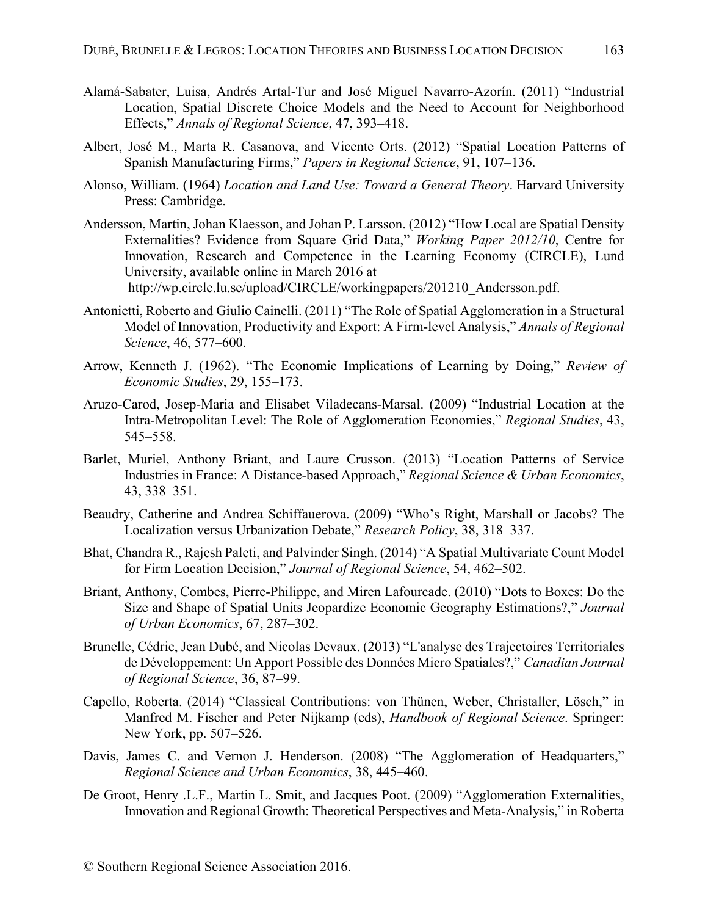Alamá-Sabater, Luisa, Andrés Artal-Tur and José Miguel Navarro-Azorín. (2011) "Industrial Location, Spatial Discrete Choice Models and the Need to Account for Neighborhood Effects," *Annals of Regional Science*, 47, 393–418.

Albert, José M., Marta R. Casanova, and Vicente Orts. (2012) "Spatial Location Patterns of Spanish Manufacturing Firms," *Papers in Regional Science*, 91, 107–136.

Alonso, William. (1964) *Location and Land Use: Toward a General Theory*. Harvard University Press: Cambridge.

Andersson, Martin, Johan Klaesson, and Johan P. Larsson. (2012) "How Local are Spatial Density Externalities? Evidence from Square Grid Data," *Working Paper 2012/10*, Centre for Innovation, Research and Competence in the Learning Economy (CIRCLE), Lund University, available online in March 2016 at http://wp.circle.lu.se/upload/CIRCLE/workingpapers/201210_Andersson.pdf.

Antonietti, Roberto and Giulio Cainelli. (2011) "The Role of Spatial Agglomeration in a Structural Model of Innovation, Productivity and Export: A Firm-level Analysis," *Annals of Regional Science*, 46, 577–600.

Arrow, Kenneth J. (1962). "The Economic Implications of Learning by Doing," *Review of Economic Studies*, 29, 155–173.

Aruzo-Carod, Josep-Maria and Elisabet Viladecans-Marsal. (2009) "Industrial Location at the Intra-Metropolitan Level: The Role of Agglomeration Economies," *Regional Studies*, 43, 545–558.

Barlet, Muriel, Anthony Briant, and Laure Crusson. (2013) "Location Patterns of Service Industries in France: A Distance-based Approach," *Regional Science & Urban Economics*, 43, 338–351.

Beaudry, Catherine and Andrea Schiffauerova. (2009) "Who's Right, Marshall or Jacobs? The Localization versus Urbanization Debate," *Research Policy*, 38, 318–337.

Bhat, Chandra R., Rajesh Paleti, and Palvinder Singh. (2014) "A Spatial Multivariate Count Model for Firm Location Decision," *Journal of Regional Science*, 54, 462–502.

Briant, Anthony, Combes, Pierre-Philippe, and Miren Lafourcade. (2010) "Dots to Boxes: Do the Size and Shape of Spatial Units Jeopardize Economic Geography Estimations?," *Journal of Urban Economics*, 67, 287–302.

Brunelle, Cédric, Jean Dubé, and Nicolas Devaux. (2013) "L'analyse des Trajectoires Territoriales de Développement: Un Apport Possible des Données Micro Spatiales?," *Canadian Journal of Regional Science*, 36, 87–99.

Capello, Roberta. (2014) "Classical Contributions: von Thünen, Weber, Christaller, Lösch," in Manfred M. Fischer and Peter Nijkamp (eds), *Handbook of Regional Science*. Springer: New York, pp. 507–526.

Davis, James C. and Vernon J. Henderson. (2008) "The Agglomeration of Headquarters," *Regional Science and Urban Economics*, 38, 445–460.

De Groot, Henry .L.F., Martin L. Smit, and Jacques Poot. (2009) "Agglomeration Externalities, Innovation and Regional Growth: Theoretical Perspectives and Meta-Analysis," in Roberta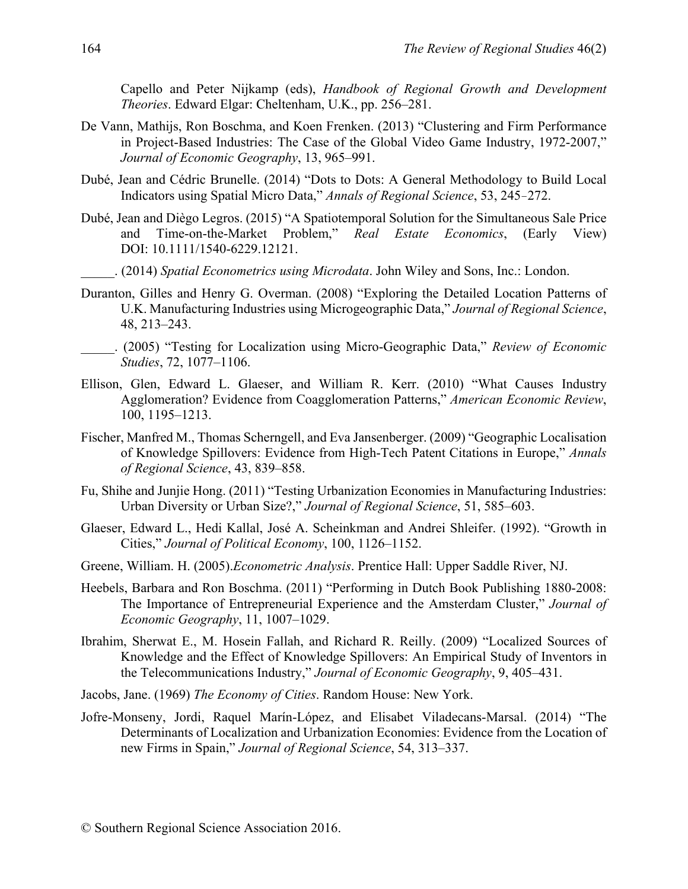Capello and Peter Nijkamp (eds), *Handbook of Regional Growth and Development Theories*. Edward Elgar: Cheltenham, U.K., pp. 256–281.

De Vann, Mathijs, Ron Boschma, and Koen Frenken. (2013) "Clustering and Firm Performance in Project-Based Industries: The Case of the Global Video Game Industry, 1972-2007," *Journal of Economic Geography*, 13, 965–991.

Dubé, Jean and Cédric Brunelle. (2014) "Dots to Dots: A General Methodology to Build Local Indicators using Spatial Micro Data," *Annals of Regional Science*, 53, 245–272.

Dubé, Jean and Diègo Legros. (2015) "A Spatiotemporal Solution for the Simultaneous Sale Price and Time-on-the-Market Problem," *Real Estate Economics*, (Early View) DOI: 10.1111/1540-6229.12121.

_____. (2014) *Spatial Econometrics using Microdata*. John Wiley and Sons, Inc.: London.

Duranton, Gilles and Henry G. Overman. (2008) "Exploring the Detailed Location Patterns of U.K. Manufacturing Industries using Microgeographic Data," *Journal of Regional Science*, 48, 213–243.

_____. (2005) "Testing for Localization using Micro-Geographic Data," *Review of Economic Studies*, 72, 1077–1106.

Ellison, Glen, Edward L. Glaeser, and William R. Kerr. (2010) "What Causes Industry Agglomeration? Evidence from Coagglomeration Patterns," *American Economic Review*, 100, 1195–1213.

Fischer, Manfred M., Thomas Scherngell, and Eva Jansenberger. (2009) "Geographic Localisation of Knowledge Spillovers: Evidence from High-Tech Patent Citations in Europe," *Annals of Regional Science*, 43, 839–858.

Fu, Shihe and Junjie Hong. (2011) "Testing Urbanization Economies in Manufacturing Industries: Urban Diversity or Urban Size?," *Journal of Regional Science*, 51, 585–603.

Glaeser, Edward L., Hedi Kallal, José A. Scheinkman and Andrei Shleifer. (1992). "Growth in Cities," *Journal of Political Economy*, 100, 1126–1152.

Greene, William. H. (2005).*Econometric Analysis*. Prentice Hall: Upper Saddle River, NJ.

Heebels, Barbara and Ron Boschma. (2011) "Performing in Dutch Book Publishing 1880-2008: The Importance of Entrepreneurial Experience and the Amsterdam Cluster," *Journal of Economic Geography*, 11, 1007–1029.

Ibrahim, Sherwat E., M. Hosein Fallah, and Richard R. Reilly. (2009) "Localized Sources of Knowledge and the Effect of Knowledge Spillovers: An Empirical Study of Inventors in the Telecommunications Industry," *Journal of Economic Geography*, 9, 405–431.

Jacobs, Jane. (1969) *The Economy of Cities*. Random House: New York.

Jofre-Monseny, Jordi, Raquel Marín-López, and Elisabet Viladecans-Marsal. (2014) "The Determinants of Localization and Urbanization Economies: Evidence from the Location of new Firms in Spain," *Journal of Regional Science*, 54, 313–337.

© Southern Regional Science Association 2016.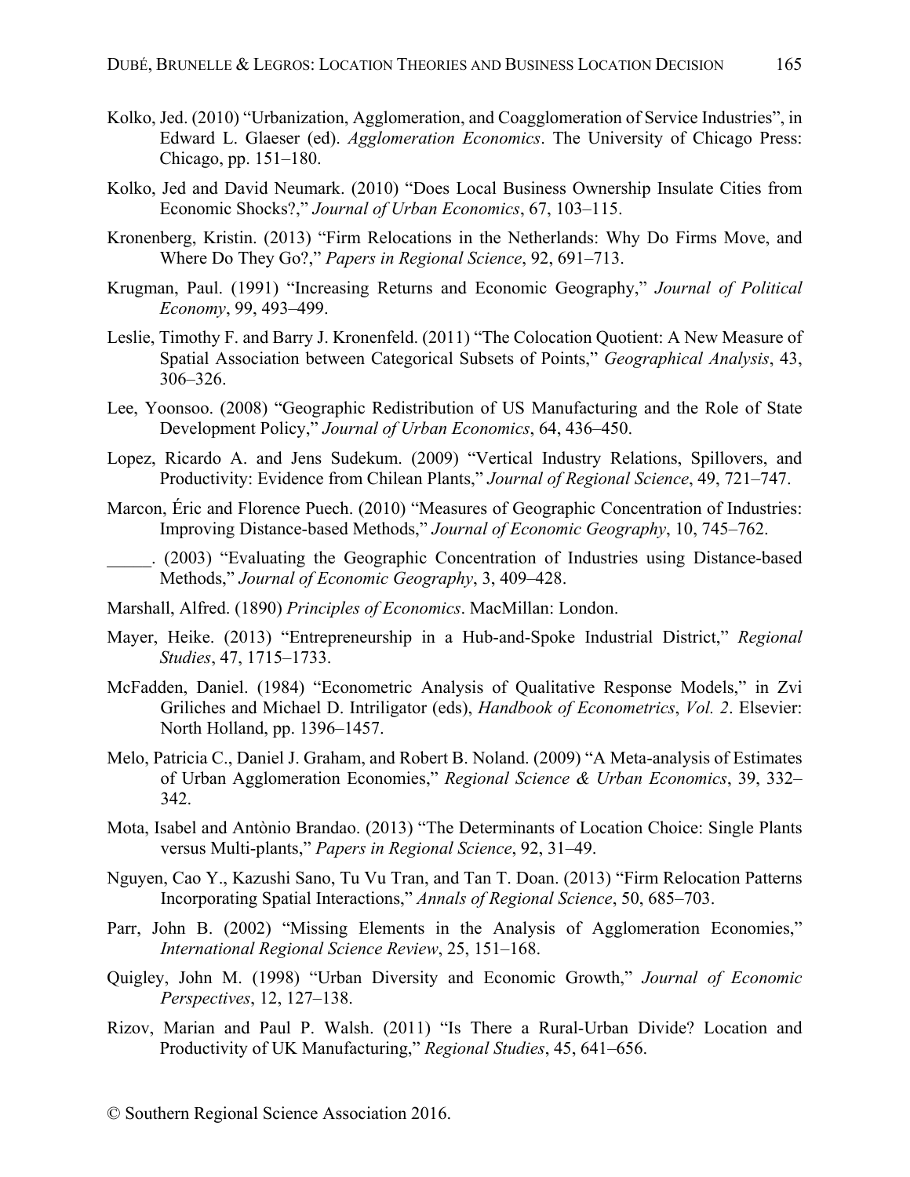Kolko, Jed. (2010) "Urbanization, Agglomeration, and Coagglomeration of Service Industries", in Edward L. Glaeser (ed). *Agglomeration Economics*. The University of Chicago Press: Chicago, pp. 151–180.

Kolko, Jed and David Neumark. (2010) "Does Local Business Ownership Insulate Cities from Economic Shocks?," *Journal of Urban Economics*, 67, 103–115.

Kronenberg, Kristin. (2013) "Firm Relocations in the Netherlands: Why Do Firms Move, and Where Do They Go?," *Papers in Regional Science*, 92, 691–713.

Krugman, Paul. (1991) "Increasing Returns and Economic Geography," *Journal of Political Economy*, 99, 493–499.

Leslie, Timothy F. and Barry J. Kronenfeld. (2011) "The Colocation Quotient: A New Measure of Spatial Association between Categorical Subsets of Points," *Geographical Analysis*, 43, 306–326.

Lee, Yoonsoo. (2008) "Geographic Redistribution of US Manufacturing and the Role of State Development Policy," *Journal of Urban Economics*, 64, 436–450.

Lopez, Ricardo A. and Jens Sudekum. (2009) "Vertical Industry Relations, Spillovers, and Productivity: Evidence from Chilean Plants," *Journal of Regional Science*, 49, 721–747.

Marcon, Éric and Florence Puech. (2010) "Measures of Geographic Concentration of Industries: Improving Distance-based Methods," *Journal of Economic Geography*, 10, 745–762.

_____. (2003) "Evaluating the Geographic Concentration of Industries using Distance-based Methods," *Journal of Economic Geography*, 3, 409–428.

Marshall, Alfred. (1890) *Principles of Economics*. MacMillan: London.

Mayer, Heike. (2013) "Entrepreneurship in a Hub-and-Spoke Industrial District," *Regional Studies*, 47, 1715–1733.

McFadden, Daniel. (1984) "Econometric Analysis of Qualitative Response Models," in Zvi Griliches and Michael D. Intriligator (eds), *Handbook of Econometrics*, *Vol. 2*. Elsevier: North Holland, pp. 1396–1457.

Melo, Patricia C., Daniel J. Graham, and Robert B. Noland. (2009) "A Meta-analysis of Estimates of Urban Agglomeration Economies," *Regional Science & Urban Economics*, 39, 332–342.

Mota, Isabel and Antònio Brandao. (2013) "The Determinants of Location Choice: Single Plants versus Multi-plants," *Papers in Regional Science*, 92, 31–49.

Nguyen, Cao Y., Kazushi Sano, Tu Vu Tran, and Tan T. Doan. (2013) "Firm Relocation Patterns Incorporating Spatial Interactions," *Annals of Regional Science*, 50, 685–703.

Parr, John B. (2002) "Missing Elements in the Analysis of Agglomeration Economies," *International Regional Science Review*, 25, 151–168.

Quigley, John M. (1998) "Urban Diversity and Economic Growth," *Journal of Economic Perspectives*, 12, 127–138.

Rizov, Marian and Paul P. Walsh. (2011) "Is There a Rural-Urban Divide? Location and Productivity of UK Manufacturing," *Regional Studies*, 45, 641–656.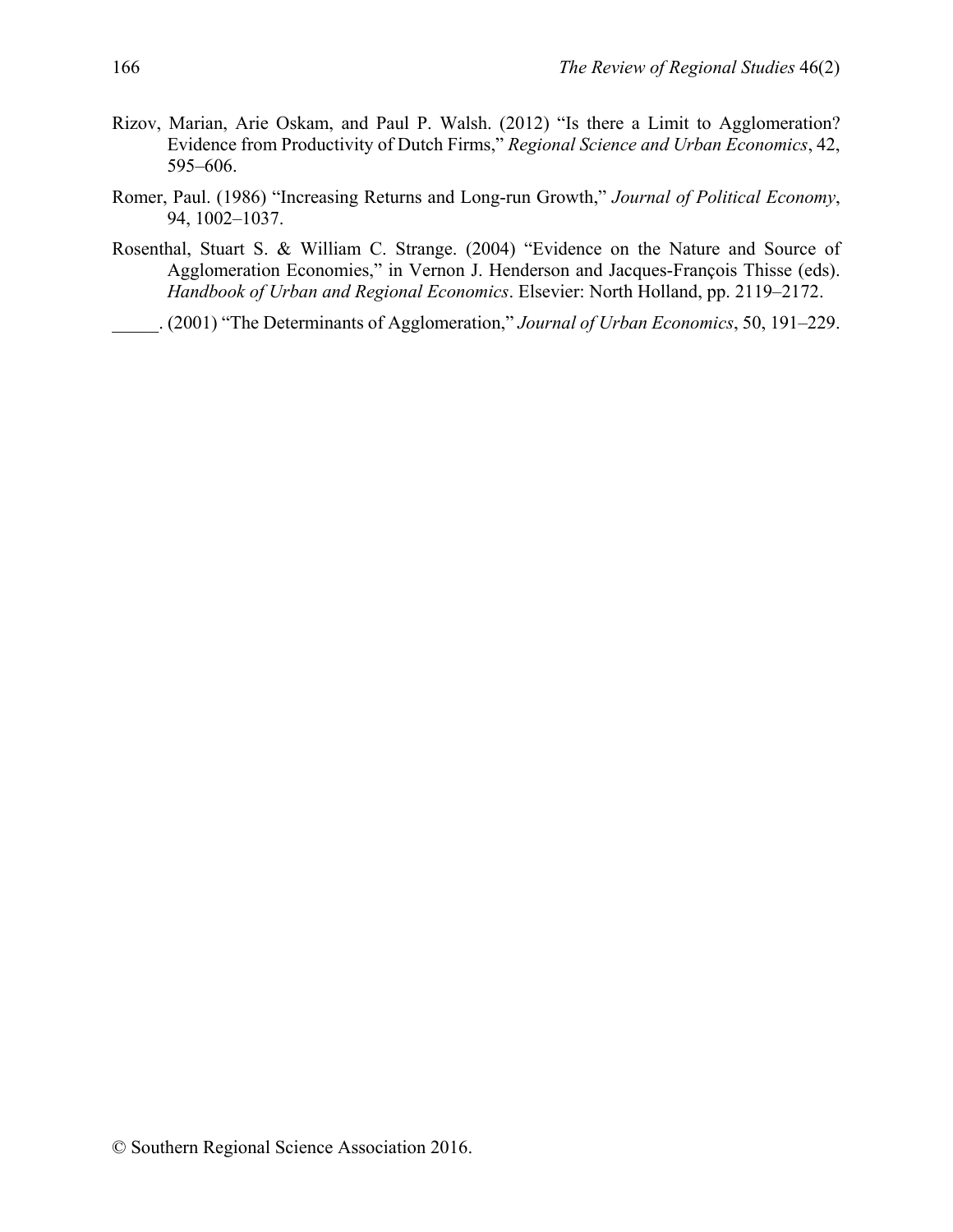Rizov, Marian, Arie Oskam, and Paul P. Walsh. (2012) "Is there a Limit to Agglomeration? Evidence from Productivity of Dutch Firms," *Regional Science and Urban Economics*, 42, 595–606.

Romer, Paul. (1986) "Increasing Returns and Long-run Growth," *Journal of Political Economy*, 94, 1002–1037.

Rosenthal, Stuart S. & William C. Strange. (2004) "Evidence on the Nature and Source of Agglomeration Economies," in Vernon J. Henderson and Jacques-François Thisse (eds). *Handbook of Urban and Regional Economics*. Elsevier: North Holland, pp. 2119–2172.

_____. (2001) "The Determinants of Agglomeration," *Journal of Urban Economics*, 50, 191–229.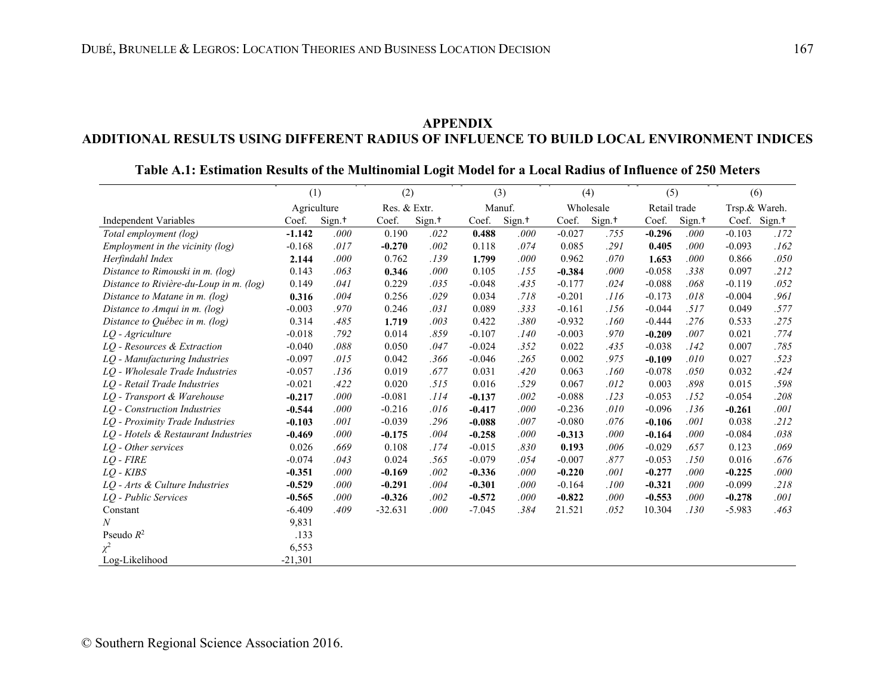## APPENDIX
## ADDITIONAL RESULTS USING DIFFERENT RADIUS OF INFLUENCE TO BUILD LOCAL ENVIRONMENT INDICES

**Table A.1: Estimation Results of the Multinomial Logit Model for a Local Radius of Influence of 250 Meters**

| | (1) | | (2) | | (3) | | (4) | | (5) | | (6) | |
|---|---|---|---|---|---|---|---|---|---|---|---|---|
| | Agriculture | | Res. & Extr. | | Manuf. | | Wholesale | | Retail trade | | Trsp.& Wareh. | |
| Independent Variables | Coef. | Sign.† | Coef. | Sign.† | Coef. | Sign.† | Coef. | Sign.† | Coef. | Sign.† | Coef. | Sign.† |
| *Total employment (log)* | **-1.142** | *.000* | 0.190 | *.022* | **0.488** | *.000* | -0.027 | *.755* | **-0.296** | *.000* | -0.103 | *.172* |
| *Employment in the vicinity (log)* | -0.168 | *.017* | **-0.270** | *.002* | 0.118 | *.074* | 0.085 | *.291* | **0.405** | *.000* | -0.093 | *.162* |
| *Herfindahl Index* | **2.144** | *.000* | 0.762 | *.139* | **1.799** | *.000* | 0.962 | *.070* | **1.653** | *.000* | 0.866 | *.050* |
| *Distance to Rimouski in m. (log)* | 0.143 | *.063* | **0.346** | *.000* | 0.105 | *.155* | **-0.384** | *.000* | -0.058 | *.338* | 0.097 | *.212* |
| *Distance to Rivière-du-Loup in m. (log)* | 0.149 | *.041* | 0.229 | *.035* | -0.048 | *.435* | -0.177 | *.024* | -0.088 | *.068* | -0.119 | *.052* |
| *Distance to Matane in m. (log)* | **0.316** | *.004* | 0.256 | *.029* | 0.034 | *.718* | -0.201 | *.116* | -0.173 | *.018* | -0.004 | *.961* |
| *Distance to Amqui in m. (log)* | -0.003 | *.970* | 0.246 | *.031* | 0.089 | *.333* | -0.161 | *.156* | -0.044 | *.517* | 0.049 | *.577* |
| *Distance to Québec in m. (log)* | 0.314 | *.485* | **1.719** | *.003* | 0.422 | *.380* | -0.932 | *.160* | -0.444 | *.276* | 0.533 | *.275* |
| *LQ - Agriculture* | -0.018 | *.792* | 0.014 | *.859* | -0.107 | *.140* | -0.003 | *.970* | **-0.209** | *.007* | 0.021 | *.774* |
| *LQ - Resources & Extraction* | -0.040 | *.088* | 0.050 | *.047* | -0.024 | *.352* | 0.022 | *.435* | -0.038 | *.142* | 0.007 | *.785* |
| *LQ - Manufacturing Industries* | -0.097 | *.015* | 0.042 | *.366* | -0.046 | *.265* | 0.002 | *.975* | **-0.109** | *.010* | 0.027 | *.523* |
| *LQ - Wholesale Trade Industries* | -0.057 | *.136* | 0.019 | *.677* | 0.031 | *.420* | 0.063 | *.160* | -0.078 | *.050* | 0.032 | *.424* |
| *LQ - Retail Trade Industries* | -0.021 | *.422* | 0.020 | *.515* | 0.016 | *.529* | 0.067 | *.012* | 0.003 | *.898* | 0.015 | *.598* |
| *LQ - Transport & Warehouse* | **-0.217** | *.000* | -0.081 | *.114* | **-0.137** | *.002* | -0.088 | *.123* | -0.053 | *.152* | -0.054 | *.208* |
| *LQ - Construction Industries* | **-0.544** | *.000* | -0.216 | *.016* | **-0.417** | *.000* | -0.236 | *.010* | -0.096 | *.136* | **-0.261** | *.001* |
| *LQ - Proximity Trade Industries* | **-0.103** | *.001* | -0.039 | *.296* | **-0.088** | *.007* | -0.080 | *.076* | **-0.106** | *.001* | 0.038 | *.212* |
| *LQ - Hotels & Restaurant Industries* | **-0.469** | *.000* | **-0.175** | *.004* | **-0.258** | *.000* | **-0.313** | *.000* | **-0.164** | *.000* | -0.084 | *.038* |
| *LQ - Other services* | 0.026 | *.669* | 0.108 | *.174* | -0.015 | *.830* | **0.193** | *.006* | -0.029 | *.657* | 0.123 | *.069* |
| *LQ - FIRE* | -0.074 | *.043* | 0.024 | *.565* | -0.079 | *.054* | -0.007 | *.877* | -0.053 | *.150* | 0.016 | *.676* |
| *LQ - KIBS* | **-0.351** | *.000* | **-0.169** | *.002* | **-0.336** | *.000* | **-0.220** | *.001* | **-0.277** | *.000* | **-0.225** | *.000* |
| *LQ - Arts & Culture Industries* | **-0.529** | *.000* | **-0.291** | *.004* | **-0.301** | *.000* | -0.164 | *.100* | **-0.321** | *.000* | -0.099 | *.218* |
| *LQ - Public Services* | **-0.565** | *.000* | **-0.326** | *.002* | **-0.572** | *.000* | **-0.822** | *.000* | **-0.553** | *.000* | **-0.278** | *.001* |
| Constant | -6.409 | *.409* | -32.631 | *.000* | -7.045 | *.384* | 21.521 | *.052* | 10.304 | *.130* | -5.983 | *.463* |
| *N* | 9,831 | | | | | | | | | | | |
| Pseudo $R^2$ | .133 | | | | | | | | | | | |
| $\chi^2$ | 6,553 | | | | | | | | | | | |
| Log-Likelihood | -21,301 | | | | | | | | | | | |

© Southern Regional Science Association 2016.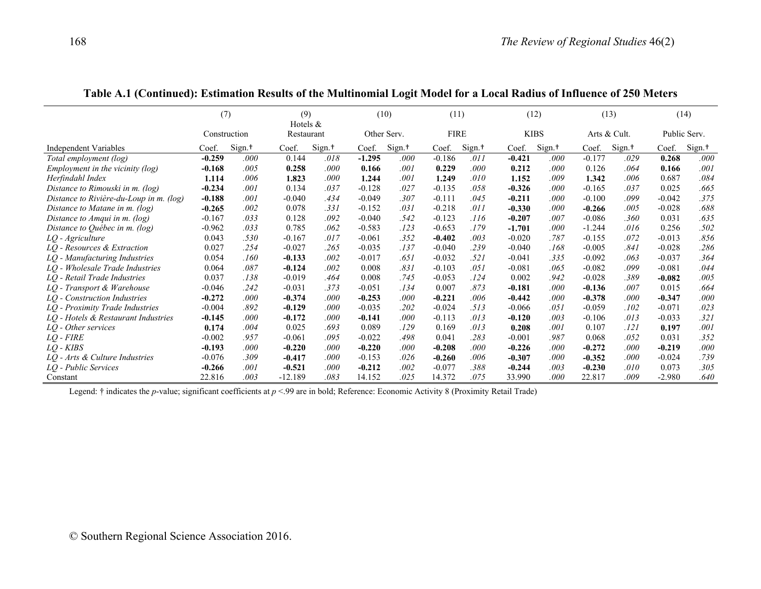**Table A.1 (Continued): Estimation Results of the Multinomial Logit Model for a Local Radius of Influence of 250 Meters**

| | (7) | | (9) | | (10) | | (11) | | (12) | | (13) | | (14) | |
|---|---|---|---|---|---|---|---|---|---|---|---|---|---|---|
| | Construction | | Hotels & Restaurant | | Other Serv. | | FIRE | | KIBS | | Arts & Cult. | | Public Serv. | |
| Independent Variables | Coef. | Sign.† | Coef. | Sign.† | Coef. | Sign.† | Coef. | Sign.† | Coef. | Sign.† | Coef. | Sign.† | Coef. | Sign.† |
| *Total employment (log)* | **-0.259** | *.000* | 0.144 | *.018* | **-1.295** | *.000* | -0.186 | *.011* | **-0.421** | *.000* | -0.177 | *.029* | **0.268** | *.000* |
| *Employment in the vicinity (log)* | -0.168 | *.005* | **0.258** | *.000* | **0.166** | *.001* | **0.229** | *.000* | **0.212** | *.000* | 0.126 | *.064* | **0.166** | *.001* |
| *Herfindahl Index* | **1.114** | *.006* | **1.823** | *.000* | **1.244** | *.001* | **1.249** | *.010* | **1.152** | *.009* | **1.342** | *.006* | 0.687 | *.084* |
| *Distance to Rimouski in m. (log)* | **-0.234** | *.001* | 0.134 | *.037* | -0.128 | *.027* | -0.135 | *.058* | **-0.326** | *.000* | -0.165 | *.037* | 0.025 | *.665* |
| *Distance to Rivière-du-Loup in m. (log)* | **-0.188** | *.001* | -0.040 | *.434* | -0.049 | *.307* | -0.111 | *.045* | **-0.211** | *.000* | -0.100 | *.099* | -0.042 | *.375* |
| *Distance to Matane in m. (log)* | **-0.265** | *.002* | 0.078 | *.331* | -0.152 | *.031* | -0.218 | *.011* | **-0.330** | *.000* | **-0.266** | *.005* | -0.028 | *.688* |
| *Distance to Amqui in m. (log)* | -0.167 | *.033* | 0.128 | *.092* | -0.040 | *.542* | -0.123 | *.116* | **-0.207** | *.007* | -0.086 | *.360* | 0.031 | *.635* |
| *Distance to Québec in m. (log)* | -0.962 | *.033* | 0.785 | *.062* | -0.583 | *.123* | -0.653 | *.179* | **-1.701** | *.000* | -1.244 | *.016* | 0.256 | *.502* |
| *LQ - Agriculture* | 0.043 | *.530* | -0.167 | *.017* | -0.061 | *.352* | **-0.402** | *.003* | -0.020 | *.787* | -0.155 | *.072* | -0.013 | *.856* |
| *LQ - Resources & Extraction* | 0.027 | *.254* | -0.027 | *.265* | -0.035 | *.137* | -0.040 | *.239* | -0.040 | *.168* | -0.005 | *.841* | -0.028 | *.286* |
| *LQ - Manufacturing Industries* | 0.054 | *.160* | **-0.133** | *.002* | -0.017 | *.651* | -0.032 | *.521* | -0.041 | *.335* | -0.092 | *.063* | -0.037 | *.364* |
| *LQ - Wholesale Trade Industries* | 0.064 | *.087* | **-0.124** | *.002* | 0.008 | *.831* | -0.103 | *.051* | -0.081 | *.065* | -0.082 | *.099* | -0.081 | *.044* |
| *LQ - Retail Trade Industries* | 0.037 | *.138* | -0.019 | *.464* | 0.008 | *.745* | -0.053 | *.124* | 0.002 | *.942* | -0.028 | *.389* | **-0.082** | *.005* |
| *LQ - Transport & Warehouse* | -0.046 | *.242* | -0.031 | *.373* | -0.051 | *.134* | 0.007 | *.873* | **-0.181** | *.000* | **-0.136** | *.007* | 0.015 | *.664* |
| *LQ - Construction Industries* | **-0.272** | *.000* | **-0.374** | *.000* | **-0.253** | *.000* | **-0.221** | *.006* | **-0.442** | *.000* | **-0.378** | *.000* | **-0.347** | *.000* |
| *LQ - Proximity Trade Industries* | -0.004 | *.892* | **-0.129** | *.000* | -0.035 | *.202* | -0.024 | *.513* | -0.066 | *.051* | -0.059 | *.102* | -0.071 | *.023* |
| *LQ - Hotels & Restaurant Industries* | **-0.145** | *.000* | **-0.172** | *.000* | **-0.141** | *.000* | -0.113 | *.013* | **-0.120** | *.003* | -0.106 | *.013* | -0.033 | *.321* |
| *LQ - Other services* | **0.174** | *.004* | 0.025 | *.693* | 0.089 | *.129* | 0.169 | *.013* | **0.208** | *.001* | 0.107 | *.121* | **0.197** | *.001* |
| *LQ - FIRE* | -0.002 | *.957* | -0.061 | *.095* | -0.022 | *.498* | 0.041 | *.283* | -0.001 | *.987* | 0.068 | *.052* | 0.031 | *.352* |
| *LQ - KIBS* | **-0.193** | *.000* | **-0.220** | *.000* | **-0.220** | *.000* | **-0.208** | *.000* | **-0.226** | *.000* | **-0.272** | *.000* | **-0.219** | *.000* |
| *LQ - Arts & Culture Industries* | -0.076 | *.309* | **-0.417** | *.000* | -0.153 | *.026* | **-0.260** | *.006* | **-0.307** | *.000* | **-0.352** | *.000* | -0.024 | *.739* |
| *LQ - Public Services* | **-0.266** | *.001* | **-0.521** | *.000* | **-0.212** | *.002* | -0.077 | *.388* | **-0.244** | *.003* | **-0.230** | *.010* | 0.073 | *.305* |
| Constant | 22.816 | *.003* | -12.189 | *.083* | 14.152 | *.025* | 14.372 | *.075* | 33.990 | *.000* | 22.817 | *.009* | -2.980 | *.640* |

Legend: † indicates the *p*-value; significant coefficients at *p* <.99 are in bold; Reference: Economic Activity 8 (Proximity Retail Trade)

© Southern Regional Science Association 2016.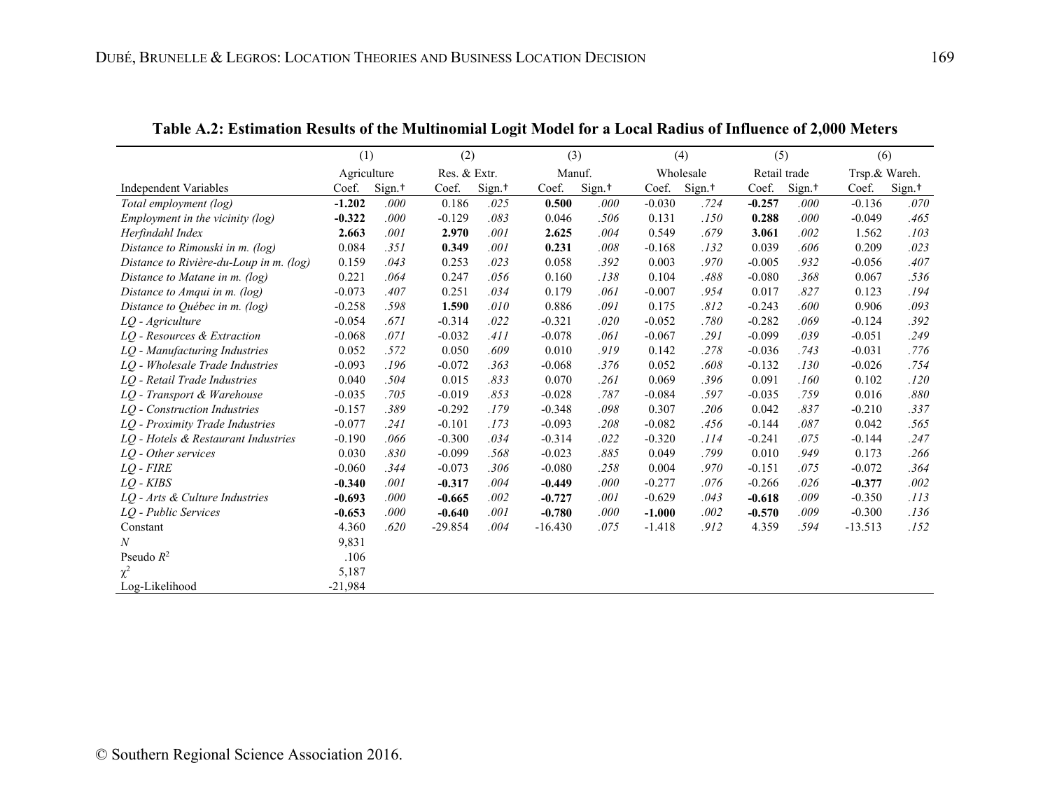**Table A.2: Estimation Results of the Multinomial Logit Model for a Local Radius of Influence of 2,000 Meters**

| | (1) | | (2) | | (3) | | (4) | | (5) | | (6) | |
|---|---|---|---|---|---|---|---|---|---|---|---|---|
| | Agriculture | | Res. & Extr. | | Manuf. | | Wholesale | | Retail trade | | Trsp.& Wareh. | |
| Independent Variables | Coef. | Sign.† | Coef. | Sign.† | Coef. | Sign.† | Coef. | Sign.† | Coef. | Sign.† | Coef. | Sign.† |
| *Total employment (log)* | **-1.202** | *.000* | 0.186 | *.025* | **0.500** | *.000* | -0.030 | *.724* | **-0.257** | *.000* | -0.136 | *.070* |
| *Employment in the vicinity (log)* | **-0.322** | *.000* | -0.129 | *.083* | 0.046 | *.506* | 0.131 | *.150* | **0.288** | *.000* | -0.049 | *.465* |
| *Herfindahl Index* | **2.663** | *.001* | **2.970** | *.001* | **2.625** | *.004* | 0.549 | *.679* | **3.061** | *.002* | 1.562 | *.103* |
| *Distance to Rimouski in m. (log)* | 0.084 | *.351* | **0.349** | *.001* | **0.231** | *.008* | -0.168 | *.132* | 0.039 | *.606* | 0.209 | *.023* |
| *Distance to Rivière-du-Loup in m. (log)* | 0.159 | *.043* | 0.253 | *.023* | 0.058 | *.392* | 0.003 | *.970* | -0.005 | *.932* | -0.056 | *.407* |
| *Distance to Matane in m. (log)* | 0.221 | *.064* | 0.247 | *.056* | 0.160 | *.138* | 0.104 | *.488* | -0.080 | *.368* | 0.067 | *.536* |
| *Distance to Amqui in m. (log)* | -0.073 | *.407* | 0.251 | *.034* | 0.179 | *.061* | -0.007 | *.954* | 0.017 | *.827* | 0.123 | *.194* |
| *Distance to Québec in m. (log)* | -0.258 | *.598* | **1.590** | *.010* | 0.886 | *.091* | 0.175 | *.812* | -0.243 | *.600* | 0.906 | *.093* |
| *LQ - Agriculture* | -0.054 | *.671* | -0.314 | *.022* | -0.321 | *.020* | -0.052 | *.780* | -0.282 | *.069* | -0.124 | *.392* |
| *LQ - Resources & Extraction* | -0.068 | *.071* | -0.032 | *.411* | -0.078 | *.061* | -0.067 | *.291* | -0.099 | *.039* | -0.051 | *.249* |
| *LQ - Manufacturing Industries* | 0.052 | *.572* | 0.050 | *.609* | 0.010 | *.919* | 0.142 | *.278* | -0.036 | *.743* | -0.031 | *.776* |
| *LQ - Wholesale Trade Industries* | -0.093 | *.196* | -0.072 | *.363* | -0.068 | *.376* | 0.052 | *.608* | -0.132 | *.130* | -0.026 | *.754* |
| *LQ - Retail Trade Industries* | 0.040 | *.504* | 0.015 | *.833* | 0.070 | *.261* | 0.069 | *.396* | 0.091 | *.160* | 0.102 | *.120* |
| *LQ - Transport & Warehouse* | -0.035 | *.705* | -0.019 | *.853* | -0.028 | *.787* | -0.084 | *.597* | -0.035 | *.759* | 0.016 | *.880* |
| *LQ - Construction Industries* | -0.157 | *.389* | -0.292 | *.179* | -0.348 | *.098* | 0.307 | *.206* | 0.042 | *.837* | -0.210 | *.337* |
| *LQ - Proximity Trade Industries* | -0.077 | *.241* | -0.101 | *.173* | -0.093 | *.208* | -0.082 | *.456* | -0.144 | *.087* | 0.042 | *.565* |
| *LQ - Hotels & Restaurant Industries* | -0.190 | *.066* | -0.300 | *.034* | -0.314 | *.022* | -0.320 | *.114* | -0.241 | *.075* | -0.144 | *.247* |
| *LQ - Other services* | 0.030 | *.830* | -0.099 | *.568* | -0.023 | *.885* | 0.049 | *.799* | 0.010 | *.949* | 0.173 | *.266* |
| *LQ - FIRE* | -0.060 | *.344* | -0.073 | *.306* | -0.080 | *.258* | 0.004 | *.970* | -0.151 | *.075* | -0.072 | *.364* |
| *LQ - KIBS* | **-0.340** | *.001* | **-0.317** | *.004* | **-0.449** | *.000* | -0.277 | *.076* | -0.266 | *.026* | **-0.377** | *.002* |
| *LQ - Arts & Culture Industries* | **-0.693** | *.000* | **-0.665** | *.002* | **-0.727** | *.001* | -0.629 | *.043* | **-0.618** | *.009* | -0.350 | *.113* |
| *LQ - Public Services* | **-0.653** | *.000* | **-0.640** | *.001* | **-0.780** | *.000* | **-1.000** | *.002* | **-0.570** | *.009* | -0.300 | *.136* |
| Constant | 4.360 | *.620* | -29.854 | *.004* | -16.430 | *.075* | -1.418 | *.912* | 4.359 | *.594* | -13.513 | *.152* |
| *N* | 9,831 | | | | | | | | | | | |
| Pseudo $R^2$ | .106 | | | | | | | | | | | |
| $\chi^2$ | 5,187 | | | | | | | | | | | |
| Log-Likelihood | -21,984 | | | | | | | | | | | |

© Southern Regional Science Association 2016.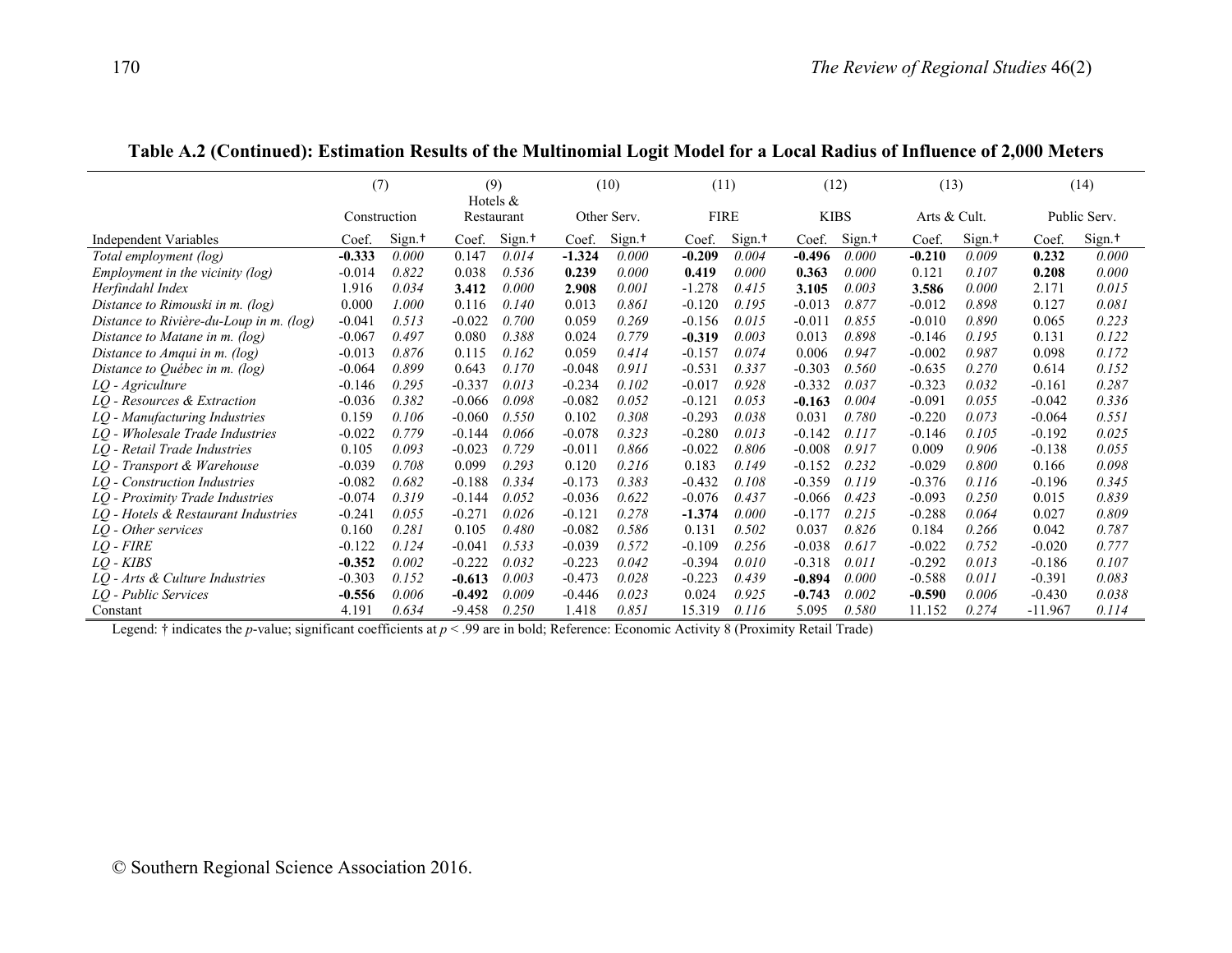**Table A.2 (Continued): Estimation Results of the Multinomial Logit Model for a Local Radius of Influence of 2,000 Meters**

| | (7) | | (9) | | (10) | | (11) | | (12) | | (13) | | (14) | |
|---|---|---|---|---|---|---|---|---|---|---|---|---|---|---|
| | Construction | | Hotels & Restaurant | | Other Serv. | | FIRE | | KIBS | | Arts & Cult. | | Public Serv. | |
| Independent Variables | Coef. | Sign.† | Coef. | Sign.† | Coef. | Sign.† | Coef. | Sign.† | Coef. | Sign.† | Coef. | Sign.† | Coef. | Sign.† |
| *Total employment (log)* | **-0.333** | *0.000* | 0.147 | *0.014* | **-1.324** | *0.000* | **-0.209** | *0.004* | **-0.496** | *0.000* | **-0.210** | *0.009* | **0.232** | *0.000* |
| *Employment in the vicinity (log)* | -0.014 | *0.822* | 0.038 | *0.536* | **0.239** | *0.000* | **0.419** | *0.000* | **0.363** | *0.000* | 0.121 | *0.107* | **0.208** | *0.000* |
| *Herfindahl Index* | 1.916 | *0.034* | **3.412** | *0.000* | **2.908** | *0.001* | -1.278 | *0.415* | **3.105** | *0.003* | **3.586** | *0.000* | 2.171 | *0.015* |
| *Distance to Rimouski in m. (log)* | 0.000 | *1.000* | 0.116 | *0.140* | 0.013 | *0.861* | -0.120 | *0.195* | -0.013 | *0.877* | -0.012 | *0.898* | 0.127 | *0.081* |
| *Distance to Rivière-du-Loup in m. (log)* | -0.041 | *0.513* | -0.022 | *0.700* | 0.059 | *0.269* | -0.156 | *0.015* | -0.011 | *0.855* | -0.010 | *0.890* | 0.065 | *0.223* |
| *Distance to Matane in m. (log)* | -0.067 | *0.497* | 0.080 | *0.388* | 0.024 | *0.779* | **-0.319** | *0.003* | 0.013 | *0.898* | -0.146 | *0.195* | 0.131 | *0.122* |
| *Distance to Amqui in m. (log)* | -0.013 | *0.876* | 0.115 | *0.162* | 0.059 | *0.414* | -0.157 | *0.074* | 0.006 | *0.947* | -0.002 | *0.987* | 0.098 | *0.172* |
| *Distance to Québec in m. (log)* | -0.064 | *0.899* | 0.643 | *0.170* | -0.048 | *0.911* | -0.531 | *0.337* | -0.303 | *0.560* | -0.635 | *0.270* | 0.614 | *0.152* |
| *LQ - Agriculture* | -0.146 | *0.295* | -0.337 | *0.013* | -0.234 | *0.102* | -0.017 | *0.928* | -0.332 | *0.037* | -0.323 | *0.032* | -0.161 | *0.287* |
| *LQ - Resources & Extraction* | -0.036 | *0.382* | -0.066 | *0.098* | -0.082 | *0.052* | -0.121 | *0.053* | **-0.163** | *0.004* | -0.091 | *0.055* | -0.042 | *0.336* |
| *LQ - Manufacturing Industries* | 0.159 | *0.106* | -0.060 | *0.550* | 0.102 | *0.308* | -0.293 | *0.038* | 0.031 | *0.780* | -0.220 | *0.073* | -0.064 | *0.551* |
| *LQ - Wholesale Trade Industries* | -0.022 | *0.779* | -0.144 | *0.066* | -0.078 | *0.323* | -0.280 | *0.013* | -0.142 | *0.117* | -0.146 | *0.105* | -0.192 | *0.025* |
| *LQ - Retail Trade Industries* | 0.105 | *0.093* | -0.023 | *0.729* | -0.011 | *0.866* | -0.022 | *0.806* | -0.008 | *0.917* | 0.009 | *0.906* | -0.138 | *0.055* |
| *LQ - Transport & Warehouse* | -0.039 | *0.708* | 0.099 | *0.293* | 0.120 | *0.216* | 0.183 | *0.149* | -0.152 | *0.232* | -0.029 | *0.800* | 0.166 | *0.098* |
| *LQ - Construction Industries* | -0.082 | *0.682* | -0.188 | *0.334* | -0.173 | *0.383* | -0.432 | *0.108* | -0.359 | *0.119* | -0.376 | *0.116* | -0.196 | *0.345* |
| *LQ - Proximity Trade Industries* | -0.074 | *0.319* | -0.144 | *0.052* | -0.036 | *0.622* | -0.076 | *0.437* | -0.066 | *0.423* | -0.093 | *0.250* | 0.015 | *0.839* |
| *LQ - Hotels & Restaurant Industries* | -0.241 | *0.055* | -0.271 | *0.026* | -0.121 | *0.278* | **-1.374** | *0.000* | -0.177 | *0.215* | -0.288 | *0.064* | 0.027 | *0.809* |
| *LQ - Other services* | 0.160 | *0.281* | 0.105 | *0.480* | -0.082 | *0.586* | 0.131 | *0.502* | 0.037 | *0.826* | 0.184 | *0.266* | 0.042 | *0.787* |
| *LQ - FIRE* | -0.122 | *0.124* | -0.041 | *0.533* | -0.039 | *0.572* | -0.109 | *0.256* | -0.038 | *0.617* | -0.022 | *0.752* | -0.020 | *0.777* |
| *LQ - KIBS* | **-0.352** | *0.002* | -0.222 | *0.032* | -0.223 | *0.042* | -0.394 | *0.010* | -0.318 | *0.011* | -0.292 | *0.013* | -0.186 | *0.107* |
| *LQ - Arts & Culture Industries* | -0.303 | *0.152* | **-0.613** | *0.003* | -0.473 | *0.028* | -0.223 | *0.439* | **-0.894** | *0.000* | -0.588 | *0.011* | -0.391 | *0.083* |
| *LQ - Public Services* | **-0.556** | *0.006* | **-0.492** | *0.009* | -0.446 | *0.023* | 0.024 | *0.925* | **-0.743** | *0.002* | **-0.590** | *0.006* | -0.430 | *0.038* |
| Constant | 4.191 | *0.634* | -9.458 | *0.250* | 1.418 | *0.851* | 15.319 | *0.116* | 5.095 | *0.580* | 11.152 | *0.274* | -11.967 | *0.114* |

Legend: † indicates the *p*-value; significant coefficients at $p < .99$ are in bold; Reference: Economic Activity 8 (Proximity Retail Trade)

© Southern Regional Science Association 2016.